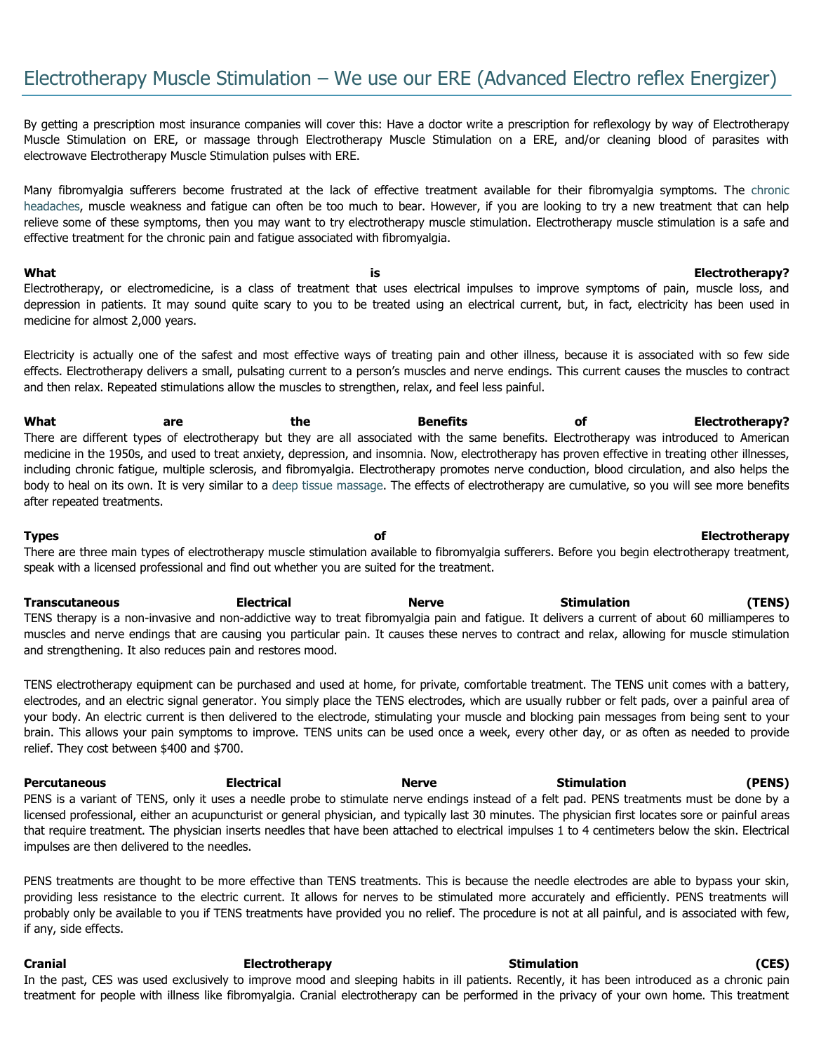# Electrotherapy Muscle Stimulation – We use our ERE (Advanced Electro reflex Energizer)

By getting a prescription most insurance companies will cover this: Have a doctor write a prescription for reflexology by way of Electrotherapy Muscle Stimulation on ERE, or massage through Electrotherapy Muscle Stimulation on a ERE, and/or cleaning blood of parasites with electrowave Electrotherapy Muscle Stimulation pulses with ERE.

Many fibromyalgia sufferers become frustrated at the lack of effective treatment available for their fibromyalgia symptoms. The chronic headaches, muscle weakness and fatigue can often be too much to bear. However, if you are looking to try a new treatment that can help relieve some of these symptoms, then you may want to try electrotherapy muscle stimulation. Electrotherapy muscle stimulation is a safe and effective treatment for the chronic pain and fatigue associated with fibromyalgia.

**What is Electrotherapy?**
Electrotherapy, or electromedicine, is a class of treatment that uses electrical impulses to improve symptoms of pain, muscle loss, and depression in patients. It may sound quite scary to you to be treated using an electrical current, but, in fact, electricity has been used in medicine for almost 2,000 years.

Electricity is actually one of the safest and most effective ways of treating pain and other illness, because it is associated with so few side effects. Electrotherapy delivers a small, pulsating current to a person's muscles and nerve endings. This current causes the muscles to contract and then relax. Repeated stimulations allow the muscles to strengthen, relax, and feel less painful.

**What are the Benefits of Electrotherapy?**
There are different types of electrotherapy but they are all associated with the same benefits. Electrotherapy was introduced to American medicine in the 1950s, and used to treat anxiety, depression, and insomnia. Now, electrotherapy has proven effective in treating other illnesses, including chronic fatigue, multiple sclerosis, and fibromyalgia. Electrotherapy promotes nerve conduction, blood circulation, and also helps the body to heal on its own. It is very similar to a deep tissue massage. The effects of electrotherapy are cumulative, so you will see more benefits after repeated treatments.

**Types of Electrotherapy**
There are three main types of electrotherapy muscle stimulation available to fibromyalgia sufferers. Before you begin electrotherapy treatment, speak with a licensed professional and find out whether you are suited for the treatment.

**Transcutaneous Electrical Nerve Stimulation (TENS)**
TENS therapy is a non-invasive and non-addictive way to treat fibromyalgia pain and fatigue. It delivers a current of about 60 milliamperes to muscles and nerve endings that are causing you particular pain. It causes these nerves to contract and relax, allowing for muscle stimulation and strengthening. It also reduces pain and restores mood.

TENS electrotherapy equipment can be purchased and used at home, for private, comfortable treatment. The TENS unit comes with a battery, electrodes, and an electric signal generator. You simply place the TENS electrodes, which are usually rubber or felt pads, over a painful area of your body. An electric current is then delivered to the electrode, stimulating your muscle and blocking pain messages from being sent to your brain. This allows your pain symptoms to improve. TENS units can be used once a week, every other day, or as often as needed to provide relief. They cost between $400 and $700.

**Percutaneous Electrical Nerve Stimulation (PENS)**
PENS is a variant of TENS, only it uses a needle probe to stimulate nerve endings instead of a felt pad. PENS treatments must be done by a licensed professional, either an acupuncturist or general physician, and typically last 30 minutes. The physician first locates sore or painful areas that require treatment. The physician inserts needles that have been attached to electrical impulses 1 to 4 centimeters below the skin. Electrical impulses are then delivered to the needles.

PENS treatments are thought to be more effective than TENS treatments. This is because the needle electrodes are able to bypass your skin, providing less resistance to the electric current. It allows for nerves to be stimulated more accurately and efficiently. PENS treatments will probably only be available to you if TENS treatments have provided you no relief. The procedure is not at all painful, and is associated with few, if any, side effects.

**Cranial Electrotherapy Stimulation (CES)**
In the past, CES was used exclusively to improve mood and sleeping habits in ill patients. Recently, it has been introduced as a chronic pain treatment for people with illness like fibromyalgia. Cranial electrotherapy can be performed in the privacy of your own home. This treatment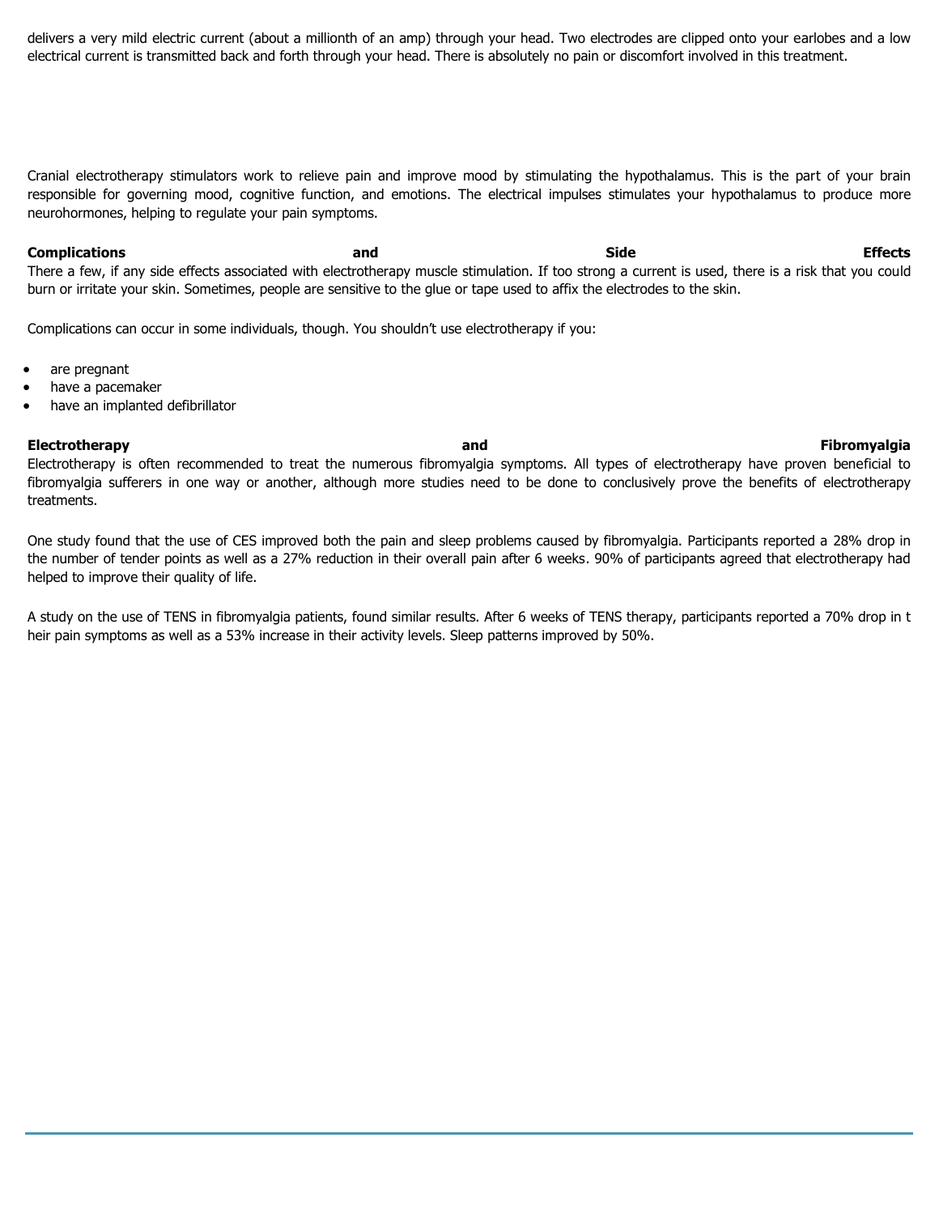delivers a very mild electric current (about a millionth of an amp) through your head. Two electrodes are clipped onto your earlobes and a low electrical current is transmitted back and forth through your head. There is absolutely no pain or discomfort involved in this treatment.

Cranial electrotherapy stimulators work to relieve pain and improve mood by stimulating the hypothalamus. This is the part of your brain responsible for governing mood, cognitive function, and emotions. The electrical impulses stimulates your hypothalamus to produce more neurohormones, helping to regulate your pain symptoms.

**Complications and Side Effects**

There a few, if any side effects associated with electrotherapy muscle stimulation. If too strong a current is used, there is a risk that you could burn or irritate your skin. Sometimes, people are sensitive to the glue or tape used to affix the electrodes to the skin.

Complications can occur in some individuals, though. You shouldn't use electrotherapy if you:

- are pregnant
- have a pacemaker
- have an implanted defibrillator

**Electrotherapy and Fibromyalgia**

Electrotherapy is often recommended to treat the numerous fibromyalgia symptoms. All types of electrotherapy have proven beneficial to fibromyalgia sufferers in one way or another, although more studies need to be done to conclusively prove the benefits of electrotherapy treatments.

One study found that the use of CES improved both the pain and sleep problems caused by fibromyalgia. Participants reported a 28% drop in the number of tender points as well as a 27% reduction in their overall pain after 6 weeks. 90% of participants agreed that electrotherapy had helped to improve their quality of life.

A study on the use of TENS in fibromyalgia patients, found similar results. After 6 weeks of TENS therapy, participants reported a 70% drop in their pain symptoms as well as a 53% increase in their activity levels. Sleep patterns improved by 50%.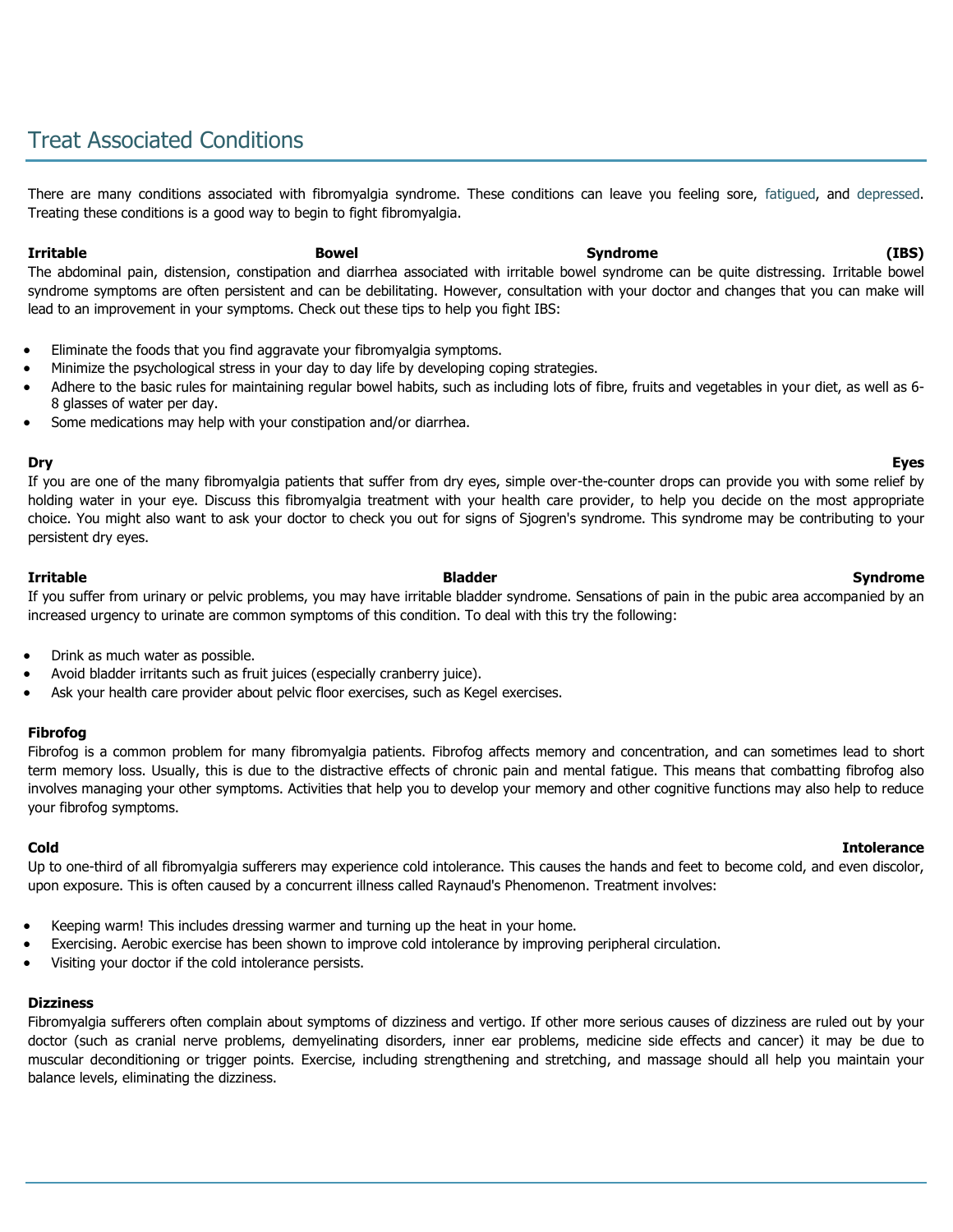## Treat Associated Conditions

There are many conditions associated with fibromyalgia syndrome. These conditions can leave you feeling sore, fatigued, and depressed. Treating these conditions is a good way to begin to fight fibromyalgia.

**Irritable Bowel Syndrome (IBS)**

The abdominal pain, distension, constipation and diarrhea associated with irritable bowel syndrome can be quite distressing. Irritable bowel syndrome symptoms are often persistent and can be debilitating. However, consultation with your doctor and changes that you can make will lead to an improvement in your symptoms. Check out these tips to help you fight IBS:

- Eliminate the foods that you find aggravate your fibromyalgia symptoms.
- Minimize the psychological stress in your day to day life by developing coping strategies.
- Adhere to the basic rules for maintaining regular bowel habits, such as including lots of fibre, fruits and vegetables in your diet, as well as 6-8 glasses of water per day.
- Some medications may help with your constipation and/or diarrhea.

**Dry Eyes**

If you are one of the many fibromyalgia patients that suffer from dry eyes, simple over-the-counter drops can provide you with some relief by holding water in your eye. Discuss this fibromyalgia treatment with your health care provider, to help you decide on the most appropriate choice. You might also want to ask your doctor to check you out for signs of Sjogren's syndrome. This syndrome may be contributing to your persistent dry eyes.

**Irritable Bladder Syndrome**

If you suffer from urinary or pelvic problems, you may have irritable bladder syndrome. Sensations of pain in the pubic area accompanied by an increased urgency to urinate are common symptoms of this condition. To deal with this try the following:

- Drink as much water as possible.
- Avoid bladder irritants such as fruit juices (especially cranberry juice).
- Ask your health care provider about pelvic floor exercises, such as Kegel exercises.

**Fibrofog**

Fibrofog is a common problem for many fibromyalgia patients. Fibrofog affects memory and concentration, and can sometimes lead to short term memory loss. Usually, this is due to the distractive effects of chronic pain and mental fatigue. This means that combatting fibrofog also involves managing your other symptoms. Activities that help you to develop your memory and other cognitive functions may also help to reduce your fibrofog symptoms.

**Cold Intolerance**

Up to one-third of all fibromyalgia sufferers may experience cold intolerance. This causes the hands and feet to become cold, and even discolor, upon exposure. This is often caused by a concurrent illness called Raynaud's Phenomenon. Treatment involves:

- Keeping warm! This includes dressing warmer and turning up the heat in your home.
- Exercising. Aerobic exercise has been shown to improve cold intolerance by improving peripheral circulation.
- Visiting your doctor if the cold intolerance persists.

**Dizziness**

Fibromyalgia sufferers often complain about symptoms of dizziness and vertigo. If other more serious causes of dizziness are ruled out by your doctor (such as cranial nerve problems, demyelinating disorders, inner ear problems, medicine side effects and cancer) it may be due to muscular deconditioning or trigger points. Exercise, including strengthening and stretching, and massage should all help you maintain your balance levels, eliminating the dizziness.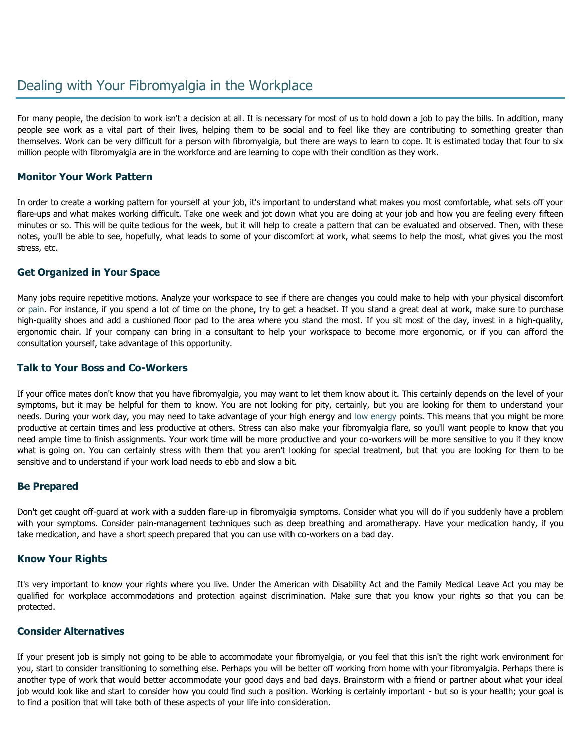# Dealing with Your Fibromyalgia in the Workplace

For many people, the decision to work isn't a decision at all. It is necessary for most of us to hold down a job to pay the bills. In addition, many people see work as a vital part of their lives, helping them to be social and to feel like they are contributing to something greater than themselves. Work can be very difficult for a person with fibromyalgia, but there are ways to learn to cope. It is estimated today that four to six million people with fibromyalgia are in the workforce and are learning to cope with their condition as they work.

### Monitor Your Work Pattern

In order to create a working pattern for yourself at your job, it's important to understand what makes you most comfortable, what sets off your flare-ups and what makes working difficult. Take one week and jot down what you are doing at your job and how you are feeling every fifteen minutes or so. This will be quite tedious for the week, but it will help to create a pattern that can be evaluated and observed. Then, with these notes, you'll be able to see, hopefully, what leads to some of your discomfort at work, what seems to help the most, what gives you the most stress, etc.

### Get Organized in Your Space

Many jobs require repetitive motions. Analyze your workspace to see if there are changes you could make to help with your physical discomfort or pain. For instance, if you spend a lot of time on the phone, try to get a headset. If you stand a great deal at work, make sure to purchase high-quality shoes and add a cushioned floor pad to the area where you stand the most. If you sit most of the day, invest in a high-quality, ergonomic chair. If your company can bring in a consultant to help your workspace to become more ergonomic, or if you can afford the consultation yourself, take advantage of this opportunity.

### Talk to Your Boss and Co-Workers

If your office mates don't know that you have fibromyalgia, you may want to let them know about it. This certainly depends on the level of your symptoms, but it may be helpful for them to know. You are not looking for pity, certainly, but you are looking for them to understand your needs. During your work day, you may need to take advantage of your high energy and low energy points. This means that you might be more productive at certain times and less productive at others. Stress can also make your fibromyalgia flare, so you'll want people to know that you need ample time to finish assignments. Your work time will be more productive and your co-workers will be more sensitive to you if they know what is going on. You can certainly stress with them that you aren't looking for special treatment, but that you are looking for them to be sensitive and to understand if your work load needs to ebb and slow a bit.

### Be Prepared

Don't get caught off-guard at work with a sudden flare-up in fibromyalgia symptoms. Consider what you will do if you suddenly have a problem with your symptoms. Consider pain-management techniques such as deep breathing and aromatherapy. Have your medication handy, if you take medication, and have a short speech prepared that you can use with co-workers on a bad day.

### Know Your Rights

It's very important to know your rights where you live. Under the American with Disability Act and the Family Medical Leave Act you may be qualified for workplace accommodations and protection against discrimination. Make sure that you know your rights so that you can be protected.

### Consider Alternatives

If your present job is simply not going to be able to accommodate your fibromyalgia, or you feel that this isn't the right work environment for you, start to consider transitioning to something else. Perhaps you will be better off working from home with your fibromyalgia. Perhaps there is another type of work that would better accommodate your good days and bad days. Brainstorm with a friend or partner about what your ideal job would look like and start to consider how you could find such a position. Working is certainly important - but so is your health; your goal is to find a position that will take both of these aspects of your life into consideration.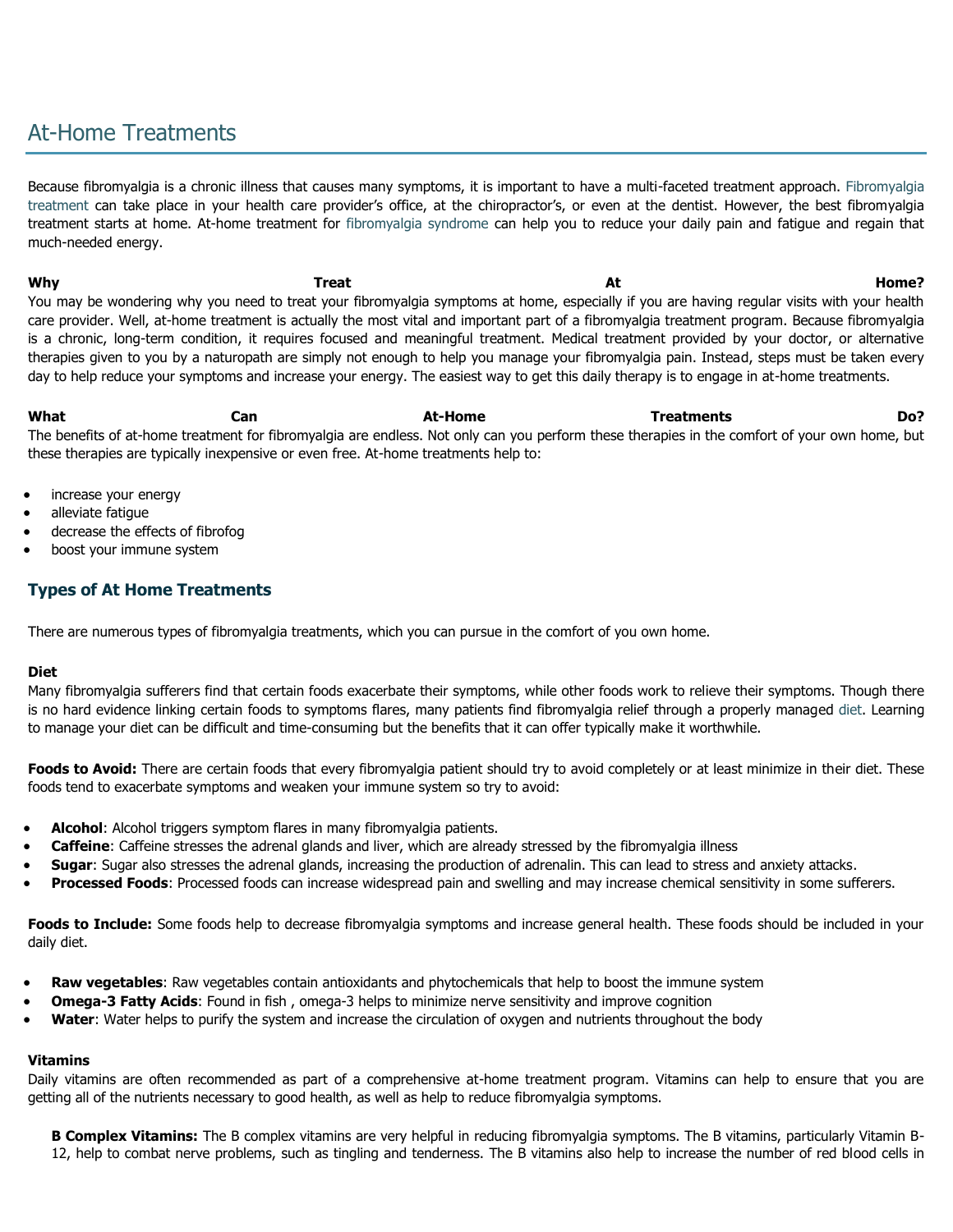# At-Home Treatments

Because fibromyalgia is a chronic illness that causes many symptoms, it is important to have a multi-faceted treatment approach. Fibromyalgia treatment can take place in your health care provider's office, at the chiropractor's, or even at the dentist. However, the best fibromyalgia treatment starts at home. At-home treatment for fibromyalgia syndrome can help you to reduce your daily pain and fatigue and regain that much-needed energy.

**Why Treat At Home?**
You may be wondering why you need to treat your fibromyalgia symptoms at home, especially if you are having regular visits with your health care provider. Well, at-home treatment is actually the most vital and important part of a fibromyalgia treatment program. Because fibromyalgia is a chronic, long-term condition, it requires focused and meaningful treatment. Medical treatment provided by your doctor, or alternative therapies given to you by a naturopath are simply not enough to help you manage your fibromyalgia pain. Instead, steps must be taken every day to help reduce your symptoms and increase your energy. The easiest way to get this daily therapy is to engage in at-home treatments.

**What Can At-Home Treatments Do?**
The benefits of at-home treatment for fibromyalgia are endless. Not only can you perform these therapies in the comfort of your own home, but these therapies are typically inexpensive or even free. At-home treatments help to:

- increase your energy
- alleviate fatigue
- decrease the effects of fibrofog
- boost your immune system

## Types of At Home Treatments

There are numerous types of fibromyalgia treatments, which you can pursue in the comfort of you own home.

**Diet**
Many fibromyalgia sufferers find that certain foods exacerbate their symptoms, while other foods work to relieve their symptoms. Though there is no hard evidence linking certain foods to symptoms flares, many patients find fibromyalgia relief through a properly managed diet. Learning to manage your diet can be difficult and time-consuming but the benefits that it can offer typically make it worthwhile.

**Foods to Avoid:** There are certain foods that every fibromyalgia patient should try to avoid completely or at least minimize in their diet. These foods tend to exacerbate symptoms and weaken your immune system so try to avoid:

- **Alcohol**: Alcohol triggers symptom flares in many fibromyalgia patients.
- **Caffeine**: Caffeine stresses the adrenal glands and liver, which are already stressed by the fibromyalgia illness
- **Sugar**: Sugar also stresses the adrenal glands, increasing the production of adrenalin. This can lead to stress and anxiety attacks.
- **Processed Foods**: Processed foods can increase widespread pain and swelling and may increase chemical sensitivity in some sufferers.

**Foods to Include:** Some foods help to decrease fibromyalgia symptoms and increase general health. These foods should be included in your daily diet.

- **Raw vegetables**: Raw vegetables contain antioxidants and phytochemicals that help to boost the immune system
- **Omega-3 Fatty Acids**: Found in fish , omega-3 helps to minimize nerve sensitivity and improve cognition
- **Water**: Water helps to purify the system and increase the circulation of oxygen and nutrients throughout the body

**Vitamins**
Daily vitamins are often recommended as part of a comprehensive at-home treatment program. Vitamins can help to ensure that you are getting all of the nutrients necessary to good health, as well as help to reduce fibromyalgia symptoms.

**B Complex Vitamins:** The B complex vitamins are very helpful in reducing fibromyalgia symptoms. The B vitamins, particularly Vitamin B-12, help to combat nerve problems, such as tingling and tenderness. The B vitamins also help to increase the number of red blood cells in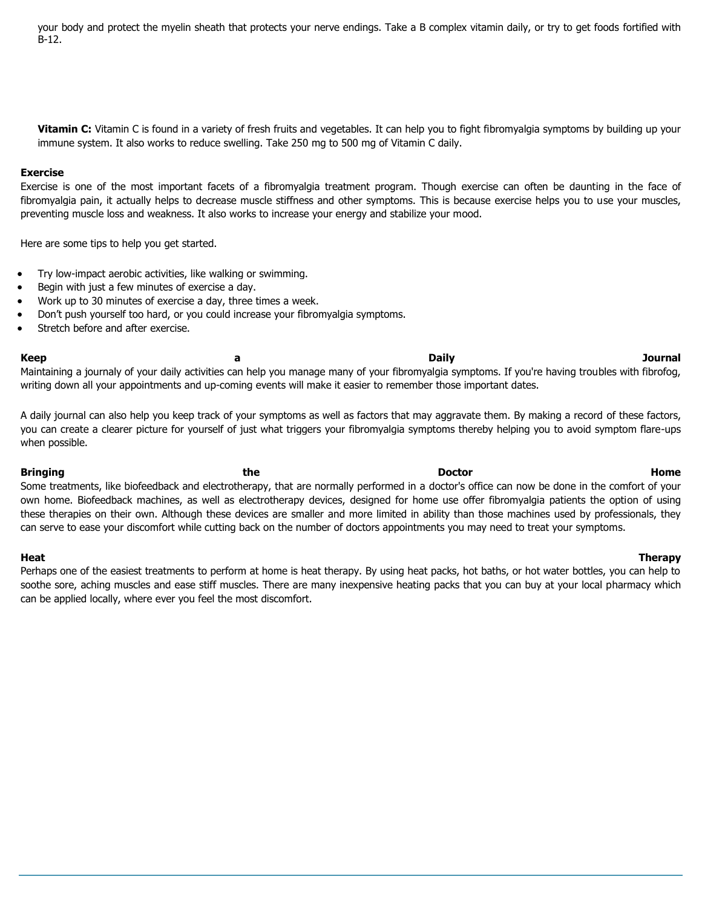your body and protect the myelin sheath that protects your nerve endings. Take a B complex vitamin daily, or try to get foods fortified with B-12.

**Vitamin C:** Vitamin C is found in a variety of fresh fruits and vegetables. It can help you to fight fibromyalgia symptoms by building up your immune system. It also works to reduce swelling. Take 250 mg to 500 mg of Vitamin C daily.

**Exercise**

Exercise is one of the most important facets of a fibromyalgia treatment program. Though exercise can often be daunting in the face of fibromyalgia pain, it actually helps to decrease muscle stiffness and other symptoms. This is because exercise helps you to use your muscles, preventing muscle loss and weakness. It also works to increase your energy and stabilize your mood.

Here are some tips to help you get started.

- Try low-impact aerobic activities, like walking or swimming.
- Begin with just a few minutes of exercise a day.
- Work up to 30 minutes of exercise a day, three times a week.
- Don't push yourself too hard, or you could increase your fibromyalgia symptoms.
- Stretch before and after exercise.

**Keep a Daily Journal**

Maintaining a journaly of your daily activities can help you manage many of your fibromyalgia symptoms. If you're having troubles with fibrofog, writing down all your appointments and up-coming events will make it easier to remember those important dates.

A daily journal can also help you keep track of your symptoms as well as factors that may aggravate them. By making a record of these factors, you can create a clearer picture for yourself of just what triggers your fibromyalgia symptoms thereby helping you to avoid symptom flare-ups when possible.

**Bringing the Doctor Home**

Some treatments, like biofeedback and electrotherapy, that are normally performed in a doctor's office can now be done in the comfort of your own home. Biofeedback machines, as well as electrotherapy devices, designed for home use offer fibromyalgia patients the option of using these therapies on their own. Although these devices are smaller and more limited in ability than those machines used by professionals, they can serve to ease your discomfort while cutting back on the number of doctors appointments you may need to treat your symptoms.

**Heat Therapy**

Perhaps one of the easiest treatments to perform at home is heat therapy. By using heat packs, hot baths, or hot water bottles, you can help to soothe sore, aching muscles and ease stiff muscles. There are many inexpensive heating packs that you can buy at your local pharmacy which can be applied locally, where ever you feel the most discomfort.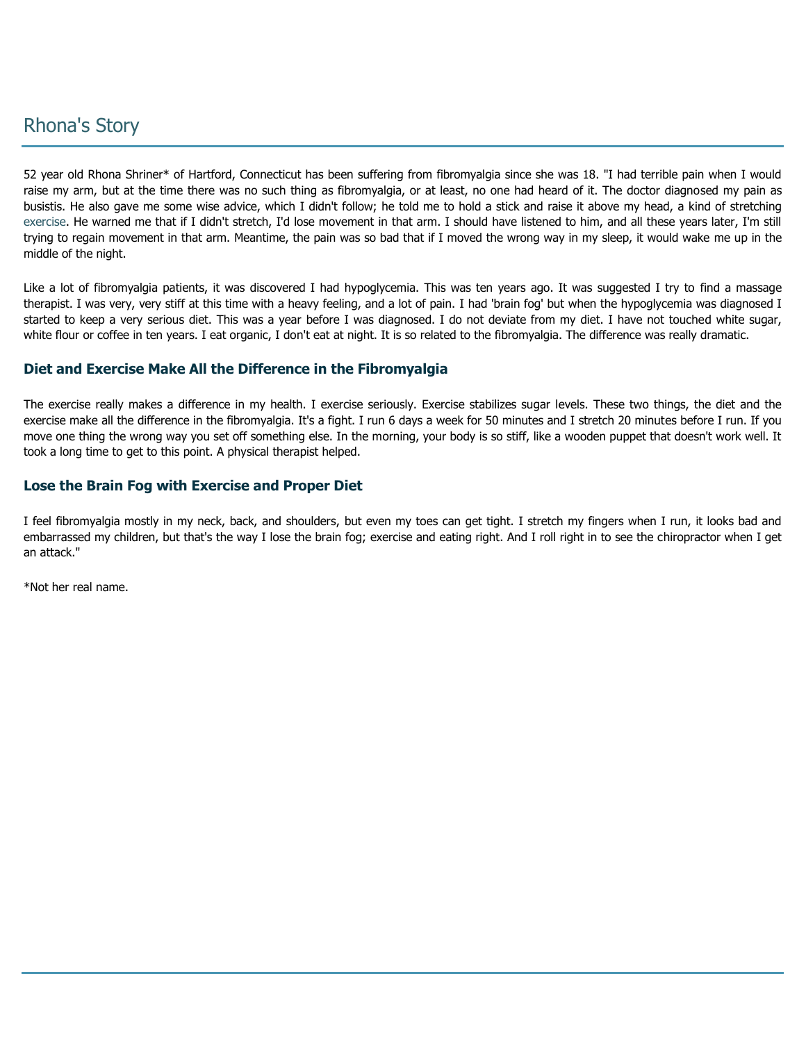# Rhona's Story

52 year old Rhona Shriner* of Hartford, Connecticut has been suffering from fibromyalgia since she was 18. "I had terrible pain when I would raise my arm, but at the time there was no such thing as fibromyalgia, or at least, no one had heard of it. The doctor diagnosed my pain as busistis. He also gave me some wise advice, which I didn't follow; he told me to hold a stick and raise it above my head, a kind of stretching exercise. He warned me that if I didn't stretch, I'd lose movement in that arm. I should have listened to him, and all these years later, I'm still trying to regain movement in that arm. Meantime, the pain was so bad that if I moved the wrong way in my sleep, it would wake me up in the middle of the night.

Like a lot of fibromyalgia patients, it was discovered I had hypoglycemia. This was ten years ago. It was suggested I try to find a massage therapist. I was very, very stiff at this time with a heavy feeling, and a lot of pain. I had 'brain fog' but when the hypoglycemia was diagnosed I started to keep a very serious diet. This was a year before I was diagnosed. I do not deviate from my diet. I have not touched white sugar, white flour or coffee in ten years. I eat organic, I don't eat at night. It is so related to the fibromyalgia. The difference was really dramatic.

### Diet and Exercise Make All the Difference in the Fibromyalgia

The exercise really makes a difference in my health. I exercise seriously. Exercise stabilizes sugar levels. These two things, the diet and the exercise make all the difference in the fibromyalgia. It's a fight. I run 6 days a week for 50 minutes and I stretch 20 minutes before I run. If you move one thing the wrong way you set off something else. In the morning, your body is so stiff, like a wooden puppet that doesn't work well. It took a long time to get to this point. A physical therapist helped.

### Lose the Brain Fog with Exercise and Proper Diet

I feel fibromyalgia mostly in my neck, back, and shoulders, but even my toes can get tight. I stretch my fingers when I run, it looks bad and embarrassed my children, but that's the way I lose the brain fog; exercise and eating right. And I roll right in to see the chiropractor when I get an attack."

*Not her real name.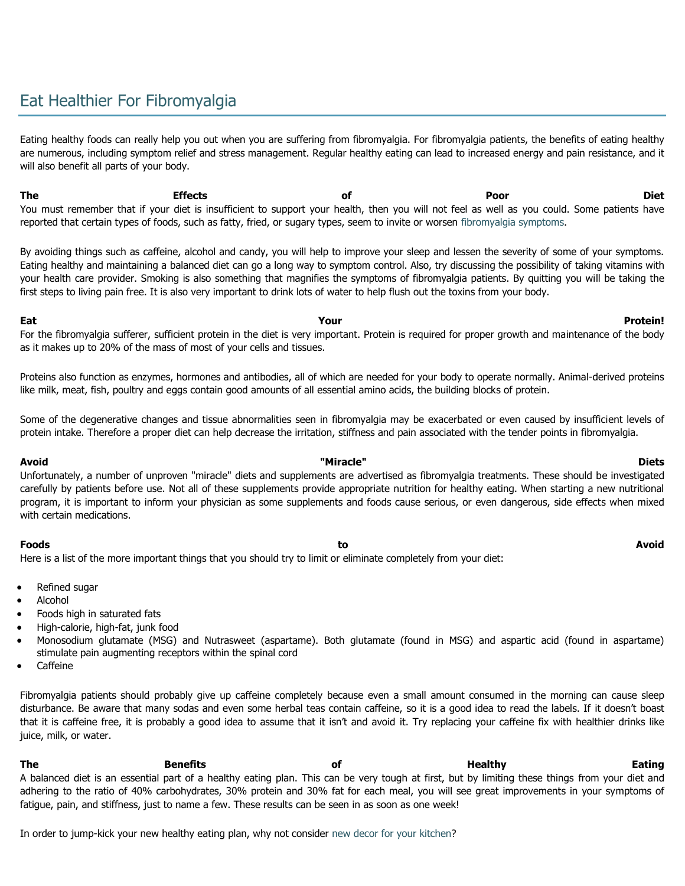# Eat Healthier For Fibromyalgia

Eating healthy foods can really help you out when you are suffering from fibromyalgia. For fibromyalgia patients, the benefits of eating healthy are numerous, including symptom relief and stress management. Regular healthy eating can lead to increased energy and pain resistance, and it will also benefit all parts of your body.

**The Effects of Poor Diet**

You must remember that if your diet is insufficient to support your health, then you will not feel as well as you could. Some patients have reported that certain types of foods, such as fatty, fried, or sugary types, seem to invite or worsen fibromyalgia symptoms.

By avoiding things such as caffeine, alcohol and candy, you will help to improve your sleep and lessen the severity of some of your symptoms. Eating healthy and maintaining a balanced diet can go a long way to symptom control. Also, try discussing the possibility of taking vitamins with your health care provider. Smoking is also something that magnifies the symptoms of fibromyalgia patients. By quitting you will be taking the first steps to living pain free. It is also very important to drink lots of water to help flush out the toxins from your body.

**Eat Your Protein!**

For the fibromyalgia sufferer, sufficient protein in the diet is very important. Protein is required for proper growth and maintenance of the body as it makes up to 20% of the mass of most of your cells and tissues.

Proteins also function as enzymes, hormones and antibodies, all of which are needed for your body to operate normally. Animal-derived proteins like milk, meat, fish, poultry and eggs contain good amounts of all essential amino acids, the building blocks of protein.

Some of the degenerative changes and tissue abnormalities seen in fibromyalgia may be exacerbated or even caused by insufficient levels of protein intake. Therefore a proper diet can help decrease the irritation, stiffness and pain associated with the tender points in fibromyalgia.

**Avoid "Miracle" Diets**

Unfortunately, a number of unproven "miracle" diets and supplements are advertised as fibromyalgia treatments. These should be investigated carefully by patients before use. Not all of these supplements provide appropriate nutrition for healthy eating. When starting a new nutritional program, it is important to inform your physician as some supplements and foods cause serious, or even dangerous, side effects when mixed with certain medications.

**Foods to Avoid**

Here is a list of the more important things that you should try to limit or eliminate completely from your diet:

- Refined sugar
- Alcohol
- Foods high in saturated fats
- High-calorie, high-fat, junk food
- Monosodium glutamate (MSG) and Nutrasweet (aspartame). Both glutamate (found in MSG) and aspartic acid (found in aspartame) stimulate pain augmenting receptors within the spinal cord
- Caffeine

Fibromyalgia patients should probably give up caffeine completely because even a small amount consumed in the morning can cause sleep disturbance. Be aware that many sodas and even some herbal teas contain caffeine, so it is a good idea to read the labels. If it doesn't boast that it is caffeine free, it is probably a good idea to assume that it isn't and avoid it. Try replacing your caffeine fix with healthier drinks like juice, milk, or water.

**The Benefits of Healthy Eating**

A balanced diet is an essential part of a healthy eating plan. This can be very tough at first, but by limiting these things from your diet and adhering to the ratio of 40% carbohydrates, 30% protein and 30% fat for each meal, you will see great improvements in your symptoms of fatigue, pain, and stiffness, just to name a few. These results can be seen in as soon as one week!

In order to jump-kick your new healthy eating plan, why not consider new decor for your kitchen?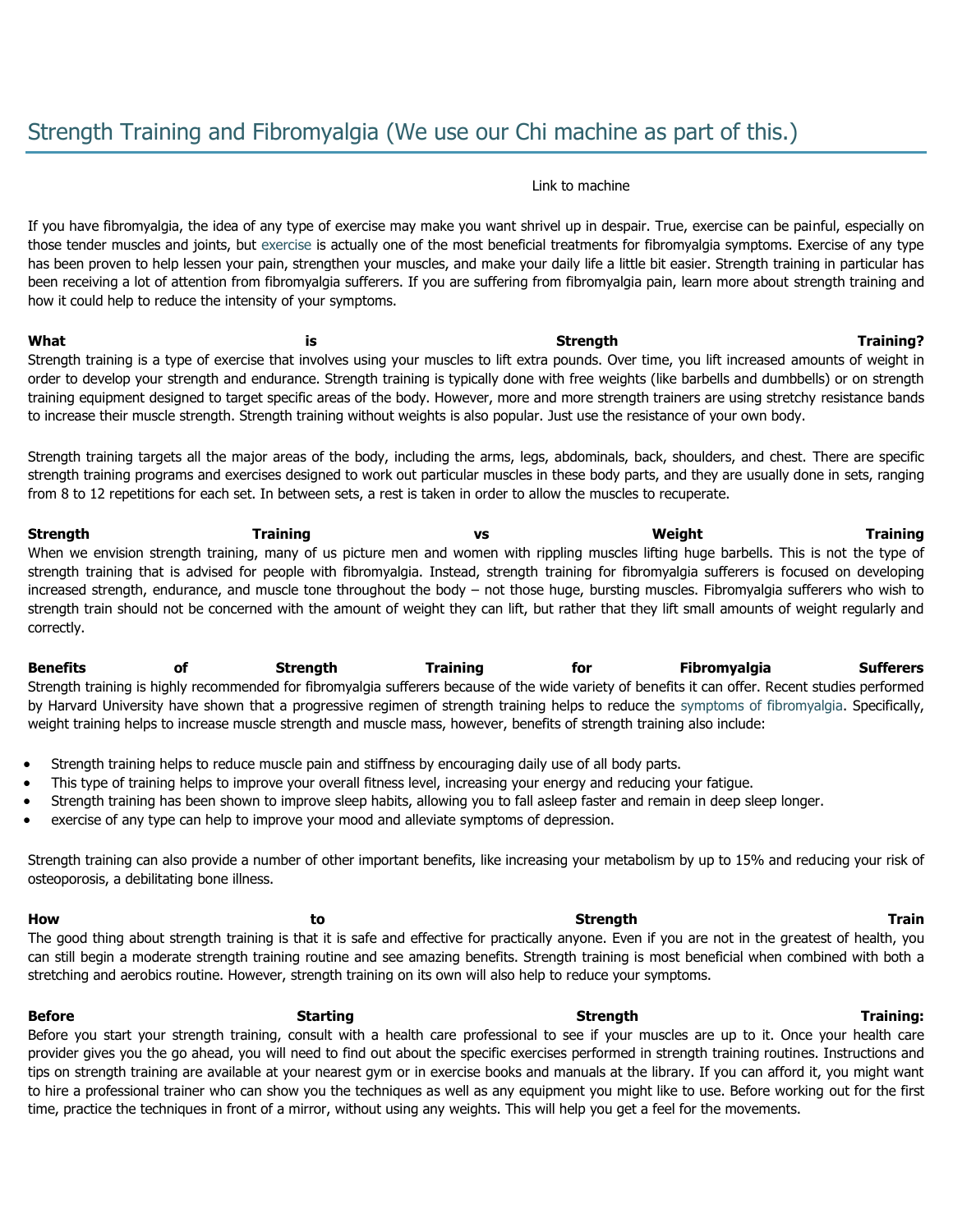# Strength Training and Fibromyalgia (We use our Chi machine as part of this.)

Link to machine

If you have fibromyalgia, the idea of any type of exercise may make you want shrivel up in despair. True, exercise can be painful, especially on those tender muscles and joints, but exercise is actually one of the most beneficial treatments for fibromyalgia symptoms. Exercise of any type has been proven to help lessen your pain, strengthen your muscles, and make your daily life a little bit easier. Strength training in particular has been receiving a lot of attention from fibromyalgia sufferers. If you are suffering from fibromyalgia pain, learn more about strength training and how it could help to reduce the intensity of your symptoms.

**What is Strength Training?**
Strength training is a type of exercise that involves using your muscles to lift extra pounds. Over time, you lift increased amounts of weight in order to develop your strength and endurance. Strength training is typically done with free weights (like barbells and dumbbells) or on strength training equipment designed to target specific areas of the body. However, more and more strength trainers are using stretchy resistance bands to increase their muscle strength. Strength training without weights is also popular. Just use the resistance of your own body.

Strength training targets all the major areas of the body, including the arms, legs, abdominals, back, shoulders, and chest. There are specific strength training programs and exercises designed to work out particular muscles in these body parts, and they are usually done in sets, ranging from 8 to 12 repetitions for each set. In between sets, a rest is taken in order to allow the muscles to recuperate.

**Strength Training vs Weight Training**
When we envision strength training, many of us picture men and women with rippling muscles lifting huge barbells. This is not the type of strength training that is advised for people with fibromyalgia. Instead, strength training for fibromyalgia sufferers is focused on developing increased strength, endurance, and muscle tone throughout the body – not those huge, bursting muscles. Fibromyalgia sufferers who wish to strength train should not be concerned with the amount of weight they can lift, but rather that they lift small amounts of weight regularly and correctly.

**Benefits of Strength Training for Fibromyalgia Sufferers**
Strength training is highly recommended for fibromyalgia sufferers because of the wide variety of benefits it can offer. Recent studies performed by Harvard University have shown that a progressive regimen of strength training helps to reduce the symptoms of fibromyalgia. Specifically, weight training helps to increase muscle strength and muscle mass, however, benefits of strength training also include:

- Strength training helps to reduce muscle pain and stiffness by encouraging daily use of all body parts.
- This type of training helps to improve your overall fitness level, increasing your energy and reducing your fatigue.
- Strength training has been shown to improve sleep habits, allowing you to fall asleep faster and remain in deep sleep longer.
- exercise of any type can help to improve your mood and alleviate symptoms of depression.

Strength training can also provide a number of other important benefits, like increasing your metabolism by up to 15% and reducing your risk of osteoporosis, a debilitating bone illness.

**How to Strength Train**
The good thing about strength training is that it is safe and effective for practically anyone. Even if you are not in the greatest of health, you can still begin a moderate strength training routine and see amazing benefits. Strength training is most beneficial when combined with both a stretching and aerobics routine. However, strength training on its own will also help to reduce your symptoms.

**Before Starting Strength Training:**
Before you start your strength training, consult with a health care professional to see if your muscles are up to it. Once your health care provider gives you the go ahead, you will need to find out about the specific exercises performed in strength training routines. Instructions and tips on strength training are available at your nearest gym or in exercise books and manuals at the library. If you can afford it, you might want to hire a professional trainer who can show you the techniques as well as any equipment you might like to use. Before working out for the first time, practice the techniques in front of a mirror, without using any weights. This will help you get a feel for the movements.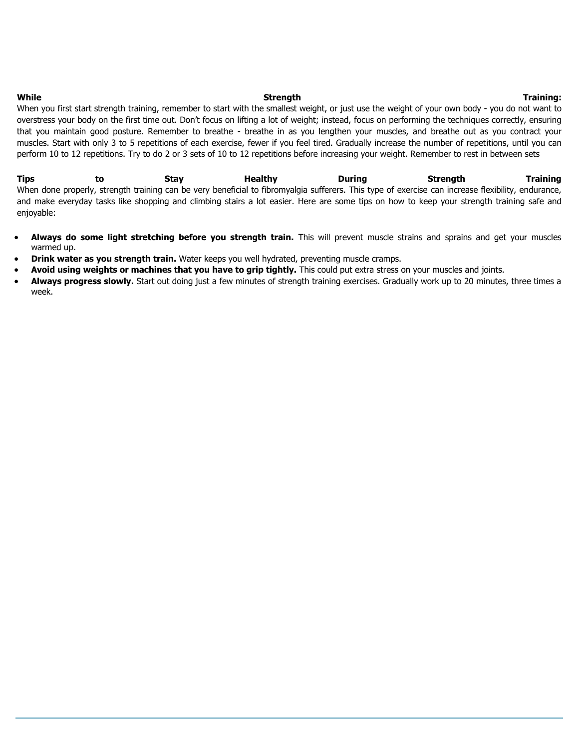**While Strength Training:**

When you first start strength training, remember to start with the smallest weight, or just use the weight of your own body - you do not want to overstress your body on the first time out. Don't focus on lifting a lot of weight; instead, focus on performing the techniques correctly, ensuring that you maintain good posture. Remember to breathe - breathe in as you lengthen your muscles, and breathe out as you contract your muscles. Start with only 3 to 5 repetitions of each exercise, fewer if you feel tired. Gradually increase the number of repetitions, until you can perform 10 to 12 repetitions. Try to do 2 or 3 sets of 10 to 12 repetitions before increasing your weight. Remember to rest in between sets

**Tips to Stay Healthy During Strength Training**

When done properly, strength training can be very beneficial to fibromyalgia sufferers. This type of exercise can increase flexibility, endurance, and make everyday tasks like shopping and climbing stairs a lot easier. Here are some tips on how to keep your strength training safe and enjoyable:

- **Always do some light stretching before you strength train.** This will prevent muscle strains and sprains and get your muscles warmed up.
- **Drink water as you strength train.** Water keeps you well hydrated, preventing muscle cramps.
- **Avoid using weights or machines that you have to grip tightly.** This could put extra stress on your muscles and joints.
- **Always progress slowly.** Start out doing just a few minutes of strength training exercises. Gradually work up to 20 minutes, three times a week.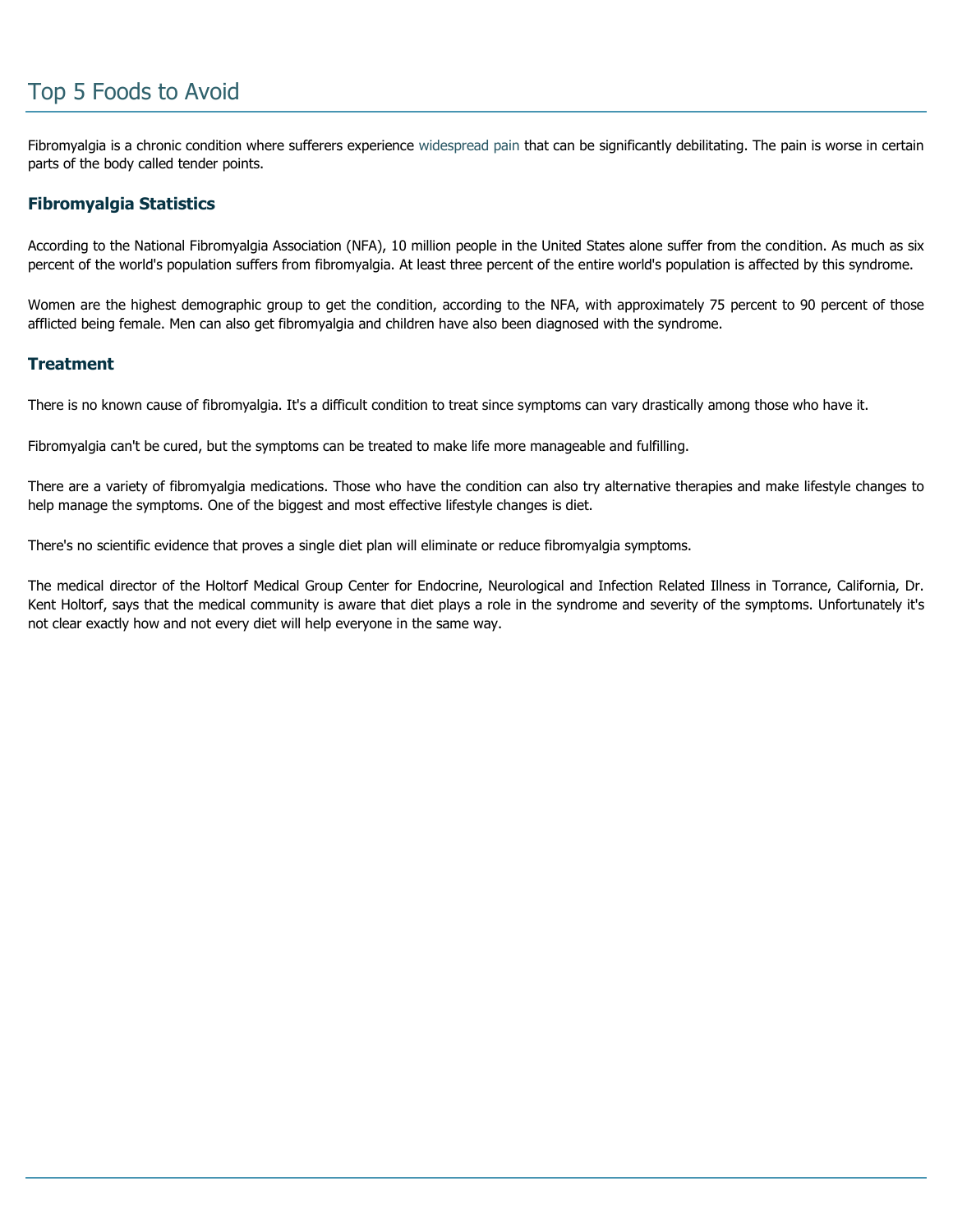# Top 5 Foods to Avoid

Fibromyalgia is a chronic condition where sufferers experience widespread pain that can be significantly debilitating. The pain is worse in certain parts of the body called tender points.

### Fibromyalgia Statistics

According to the National Fibromyalgia Association (NFA), 10 million people in the United States alone suffer from the condition. As much as six percent of the world's population suffers from fibromyalgia. At least three percent of the entire world's population is affected by this syndrome.

Women are the highest demographic group to get the condition, according to the NFA, with approximately 75 percent to 90 percent of those afflicted being female. Men can also get fibromyalgia and children have also been diagnosed with the syndrome.

### Treatment

There is no known cause of fibromyalgia. It's a difficult condition to treat since symptoms can vary drastically among those who have it.

Fibromyalgia can't be cured, but the symptoms can be treated to make life more manageable and fulfilling.

There are a variety of fibromyalgia medications. Those who have the condition can also try alternative therapies and make lifestyle changes to help manage the symptoms. One of the biggest and most effective lifestyle changes is diet.

There's no scientific evidence that proves a single diet plan will eliminate or reduce fibromyalgia symptoms.

The medical director of the Holtorf Medical Group Center for Endocrine, Neurological and Infection Related Illness in Torrance, California, Dr. Kent Holtorf, says that the medical community is aware that diet plays a role in the syndrome and severity of the symptoms. Unfortunately it's not clear exactly how and not every diet will help everyone in the same way.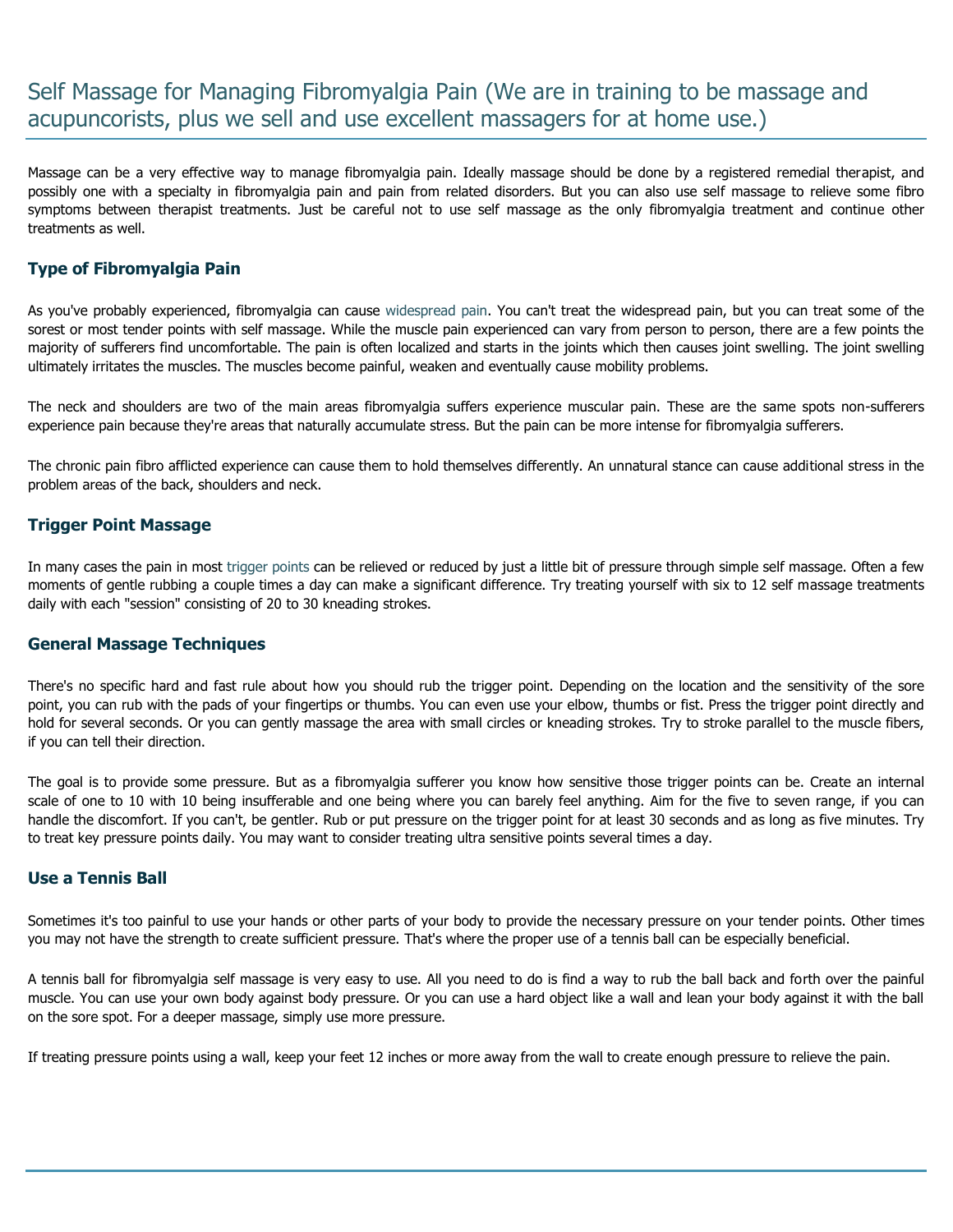# Self Massage for Managing Fibromyalgia Pain (We are in training to be massage and acupuncorists, plus we sell and use excellent massagers for at home use.)

Massage can be a very effective way to manage fibromyalgia pain. Ideally massage should be done by a registered remedial therapist, and possibly one with a specialty in fibromyalgia pain and pain from related disorders. But you can also use self massage to relieve some fibro symptoms between therapist treatments. Just be careful not to use self massage as the only fibromyalgia treatment and continue other treatments as well.

### Type of Fibromyalgia Pain

As you've probably experienced, fibromyalgia can cause widespread pain. You can't treat the widespread pain, but you can treat some of the sorest or most tender points with self massage. While the muscle pain experienced can vary from person to person, there are a few points the majority of sufferers find uncomfortable. The pain is often localized and starts in the joints which then causes joint swelling. The joint swelling ultimately irritates the muscles. The muscles become painful, weaken and eventually cause mobility problems.

The neck and shoulders are two of the main areas fibromyalgia suffers experience muscular pain. These are the same spots non-sufferers experience pain because they're areas that naturally accumulate stress. But the pain can be more intense for fibromyalgia sufferers.

The chronic pain fibro afflicted experience can cause them to hold themselves differently. An unnatural stance can cause additional stress in the problem areas of the back, shoulders and neck.

### Trigger Point Massage

In many cases the pain in most trigger points can be relieved or reduced by just a little bit of pressure through simple self massage. Often a few moments of gentle rubbing a couple times a day can make a significant difference. Try treating yourself with six to 12 self massage treatments daily with each "session" consisting of 20 to 30 kneading strokes.

### General Massage Techniques

There's no specific hard and fast rule about how you should rub the trigger point. Depending on the location and the sensitivity of the sore point, you can rub with the pads of your fingertips or thumbs. You can even use your elbow, thumbs or fist. Press the trigger point directly and hold for several seconds. Or you can gently massage the area with small circles or kneading strokes. Try to stroke parallel to the muscle fibers, if you can tell their direction.

The goal is to provide some pressure. But as a fibromyalgia sufferer you know how sensitive those trigger points can be. Create an internal scale of one to 10 with 10 being insufferable and one being where you can barely feel anything. Aim for the five to seven range, if you can handle the discomfort. If you can't, be gentler. Rub or put pressure on the trigger point for at least 30 seconds and as long as five minutes. Try to treat key pressure points daily. You may want to consider treating ultra sensitive points several times a day.

### Use a Tennis Ball

Sometimes it's too painful to use your hands or other parts of your body to provide the necessary pressure on your tender points. Other times you may not have the strength to create sufficient pressure. That's where the proper use of a tennis ball can be especially beneficial.

A tennis ball for fibromyalgia self massage is very easy to use. All you need to do is find a way to rub the ball back and forth over the painful muscle. You can use your own body against body pressure. Or you can use a hard object like a wall and lean your body against it with the ball on the sore spot. For a deeper massage, simply use more pressure.

If treating pressure points using a wall, keep your feet 12 inches or more away from the wall to create enough pressure to relieve the pain.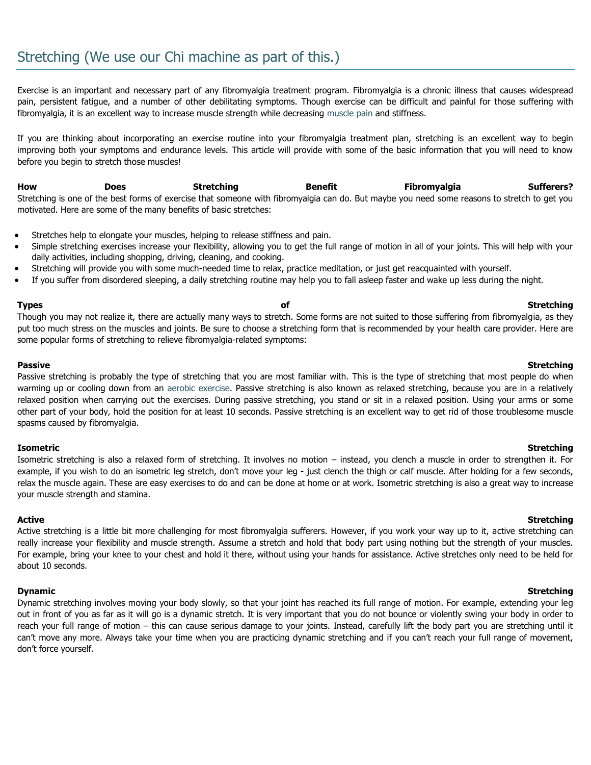## Stretching (We use our Chi machine as part of this.)

Exercise is an important and necessary part of any fibromyalgia treatment program. Fibromyalgia is a chronic illness that causes widespread pain, persistent fatigue, and a number of other debilitating symptoms. Though exercise can be difficult and painful for those suffering with fibromyalgia, it is an excellent way to increase muscle strength while decreasing muscle pain and stiffness.

If you are thinking about incorporating an exercise routine into your fibromyalgia treatment plan, stretching is an excellent way to begin improving both your symptoms and endurance levels. This article will provide with some of the basic information that you will need to know before you begin to stretch those muscles!

**How Does Stretching Benefit Fibromyalgia Sufferers?**
Stretching is one of the best forms of exercise that someone with fibromyalgia can do. But maybe you need some reasons to stretch to get you motivated. Here are some of the many benefits of basic stretches:

- Stretches help to elongate your muscles, helping to release stiffness and pain.
- Simple stretching exercises increase your flexibility, allowing you to get the full range of motion in all of your joints. This will help with your daily activities, including shopping, driving, cleaning, and cooking.
- Stretching will provide you with some much-needed time to relax, practice meditation, or just get reacquainted with yourself.
- If you suffer from disordered sleeping, a daily stretching routine may help you to fall asleep faster and wake up less during the night.

**Types of Stretching**
Though you may not realize it, there are actually many ways to stretch. Some forms are not suited to those suffering from fibromyalgia, as they put too much stress on the muscles and joints. Be sure to choose a stretching form that is recommended by your health care provider. Here are some popular forms of stretching to relieve fibromyalgia-related symptoms:

**Passive Stretching**
Passive stretching is probably the type of stretching that you are most familiar with. This is the type of stretching that most people do when warming up or cooling down from an aerobic exercise. Passive stretching is also known as relaxed stretching, because you are in a relatively relaxed position when carrying out the exercises. During passive stretching, you stand or sit in a relaxed position. Using your arms or some other part of your body, hold the position for at least 10 seconds. Passive stretching is an excellent way to get rid of those troublesome muscle spasms caused by fibromyalgia.

**Isometric Stretching**
Isometric stretching is also a relaxed form of stretching. It involves no motion – instead, you clench a muscle in order to strengthen it. For example, if you wish to do an isometric leg stretch, don't move your leg - just clench the thigh or calf muscle. After holding for a few seconds, relax the muscle again. These are easy exercises to do and can be done at home or at work. Isometric stretching is also a great way to increase your muscle strength and stamina.

**Active Stretching**
Active stretching is a little bit more challenging for most fibromyalgia sufferers. However, if you work your way up to it, active stretching can really increase your flexibility and muscle strength. Assume a stretch and hold that body part using nothing but the strength of your muscles. For example, bring your knee to your chest and hold it there, without using your hands for assistance. Active stretches only need to be held for about 10 seconds.

**Dynamic Stretching**
Dynamic stretching involves moving your body slowly, so that your joint has reached its full range of motion. For example, extending your leg out in front of you as far as it will go is a dynamic stretch. It is very important that you do not bounce or violently swing your body in order to reach your full range of motion – this can cause serious damage to your joints. Instead, carefully lift the body part you are stretching until it can't move any more. Always take your time when you are practicing dynamic stretching and if you can't reach your full range of movement, don't force yourself.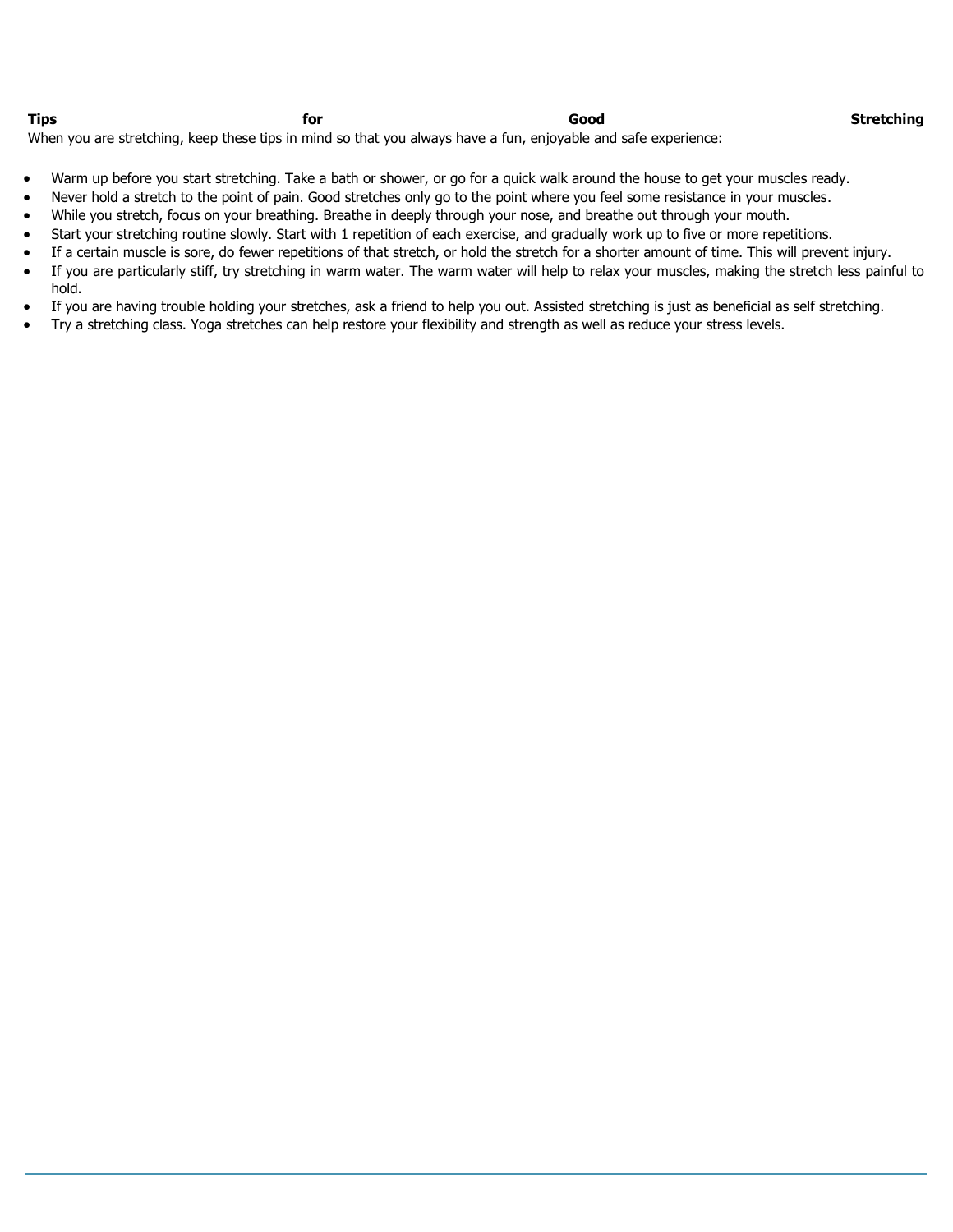## Tips for Good Stretching

When you are stretching, keep these tips in mind so that you always have a fun, enjoyable and safe experience:

- Warm up before you start stretching. Take a bath or shower, or go for a quick walk around the house to get your muscles ready.
- Never hold a stretch to the point of pain. Good stretches only go to the point where you feel some resistance in your muscles.
- While you stretch, focus on your breathing. Breathe in deeply through your nose, and breathe out through your mouth.
- Start your stretching routine slowly. Start with 1 repetition of each exercise, and gradually work up to five or more repetitions.
- If a certain muscle is sore, do fewer repetitions of that stretch, or hold the stretch for a shorter amount of time. This will prevent injury.
- If you are particularly stiff, try stretching in warm water. The warm water will help to relax your muscles, making the stretch less painful to hold.
- If you are having trouble holding your stretches, ask a friend to help you out. Assisted stretching is just as beneficial as self stretching.
- Try a stretching class. Yoga stretches can help restore your flexibility and strength as well as reduce your stress levels.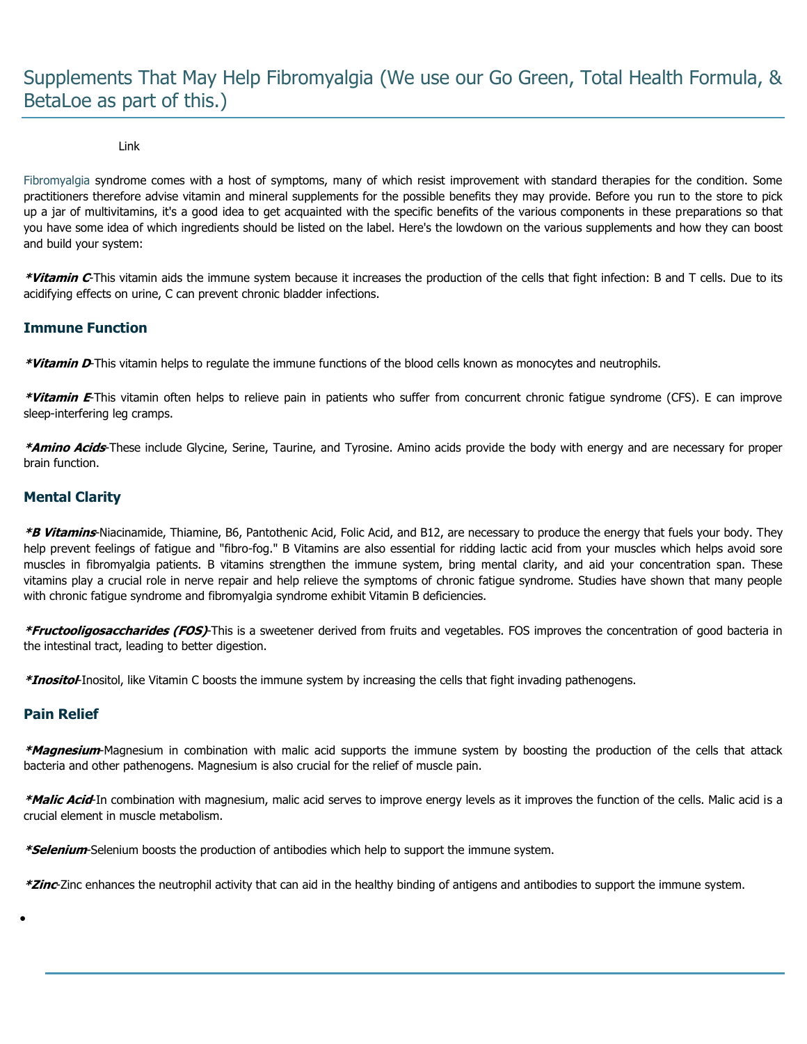# Supplements That May Help Fibromyalgia (We use our Go Green, Total Health Formula, & BetaLoe as part of this.)

Link

Fibromyalgia syndrome comes with a host of symptoms, many of which resist improvement with standard therapies for the condition. Some practitioners therefore advise vitamin and mineral supplements for the possible benefits they may provide. Before you run to the store to pick up a jar of multivitamins, it's a good idea to get acquainted with the specific benefits of the various components in these preparations so that you have some idea of which ingredients should be listed on the label. Here's the lowdown on the various supplements and how they can boost and build your system:

***Vitamin C**-This vitamin aids the immune system because it increases the production of the cells that fight infection: B and T cells. Due to its acidifying effects on urine, C can prevent chronic bladder infections.

### Immune Function

***Vitamin D**-This vitamin helps to regulate the immune functions of the blood cells known as monocytes and neutrophils.

***Vitamin E**-This vitamin often helps to relieve pain in patients who suffer from concurrent chronic fatigue syndrome (CFS). E can improve sleep-interfering leg cramps.

***Amino Acids**-These include Glycine, Serine, Taurine, and Tyrosine. Amino acids provide the body with energy and are necessary for proper brain function.

### Mental Clarity

***B Vitamins**-Niacinamide, Thiamine, B6, Pantothenic Acid, Folic Acid, and B12, are necessary to produce the energy that fuels your body. They help prevent feelings of fatigue and "fibro-fog." B Vitamins are also essential for ridding lactic acid from your muscles which helps avoid sore muscles in fibromyalgia patients. B vitamins strengthen the immune system, bring mental clarity, and aid your concentration span. These vitamins play a crucial role in nerve repair and help relieve the symptoms of chronic fatigue syndrome. Studies have shown that many people with chronic fatigue syndrome and fibromyalgia syndrome exhibit Vitamin B deficiencies.

***Fructooligosaccharides (FOS)**-This is a sweetener derived from fruits and vegetables. FOS improves the concentration of good bacteria in the intestinal tract, leading to better digestion.

***Inositol**-Inositol, like Vitamin C boosts the immune system by increasing the cells that fight invading pathenogens.

### Pain Relief

***Magnesium**-Magnesium in combination with malic acid supports the immune system by boosting the production of the cells that attack bacteria and other pathenogens. Magnesium is also crucial for the relief of muscle pain.

***Malic Acid**-In combination with magnesium, malic acid serves to improve energy levels as it improves the function of the cells. Malic acid is a crucial element in muscle metabolism.

***Selenium**-Selenium boosts the production of antibodies which help to support the immune system.

***Zinc**-Zinc enhances the neutrophil activity that can aid in the healthy binding of antigens and antibodies to support the immune system.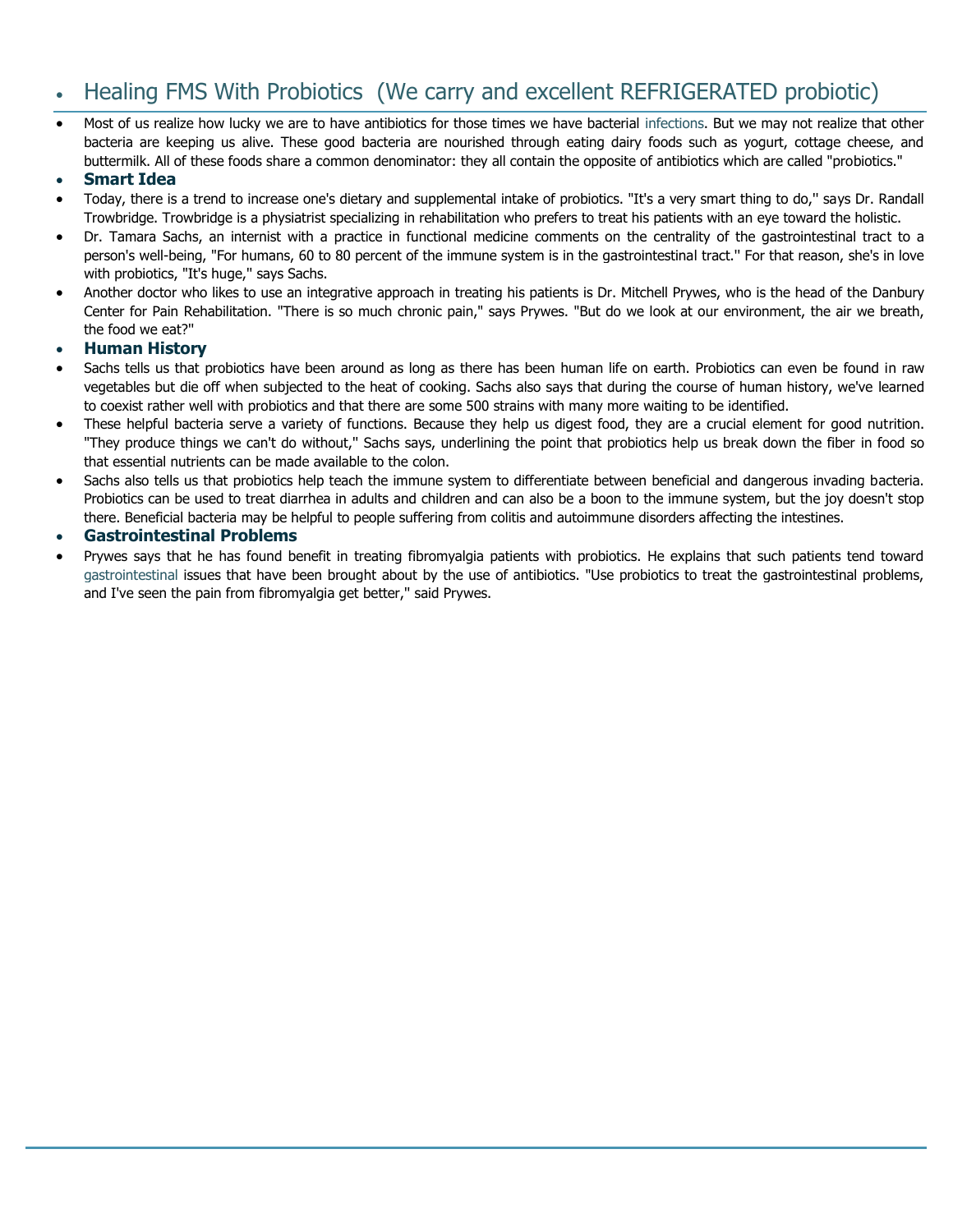## Healing FMS With Probiotics (We carry and excellent REFRIGERATED probiotic)

- Most of us realize how lucky we are to have antibiotics for those times we have bacterial infections. But we may not realize that other bacteria are keeping us alive. These good bacteria are nourished through eating dairy foods such as yogurt, cottage cheese, and buttermilk. All of these foods share a common denominator: they all contain the opposite of antibiotics which are called "probiotics."
- **Smart Idea**
- Today, there is a trend to increase one's dietary and supplemental intake of probiotics. "It's a very smart thing to do," says Dr. Randall Trowbridge. Trowbridge is a physiatrist specializing in rehabilitation who prefers to treat his patients with an eye toward the holistic.
- Dr. Tamara Sachs, an internist with a practice in functional medicine comments on the centrality of the gastrointestinal tract to a person's well-being, "For humans, 60 to 80 percent of the immune system is in the gastrointestinal tract." For that reason, she's in love with probiotics, "It's huge," says Sachs.
- Another doctor who likes to use an integrative approach in treating his patients is Dr. Mitchell Prywes, who is the head of the Danbury Center for Pain Rehabilitation. "There is so much chronic pain," says Prywes. "But do we look at our environment, the air we breath, the food we eat?"
- **Human History**
- Sachs tells us that probiotics have been around as long as there has been human life on earth. Probiotics can even be found in raw vegetables but die off when subjected to the heat of cooking. Sachs also says that during the course of human history, we've learned to coexist rather well with probiotics and that there are some 500 strains with many more waiting to be identified.
- These helpful bacteria serve a variety of functions. Because they help us digest food, they are a crucial element for good nutrition. "They produce things we can't do without," Sachs says, underlining the point that probiotics help us break down the fiber in food so that essential nutrients can be made available to the colon.
- Sachs also tells us that probiotics help teach the immune system to differentiate between beneficial and dangerous invading bacteria. Probiotics can be used to treat diarrhea in adults and children and can also be a boon to the immune system, but the joy doesn't stop there. Beneficial bacteria may be helpful to people suffering from colitis and autoimmune disorders affecting the intestines.
- **Gastrointestinal Problems**
- Prywes says that he has found benefit in treating fibromyalgia patients with probiotics. He explains that such patients tend toward gastrointestinal issues that have been brought about by the use of antibiotics. "Use probiotics to treat the gastrointestinal problems, and I've seen the pain from fibromyalgia get better," said Prywes.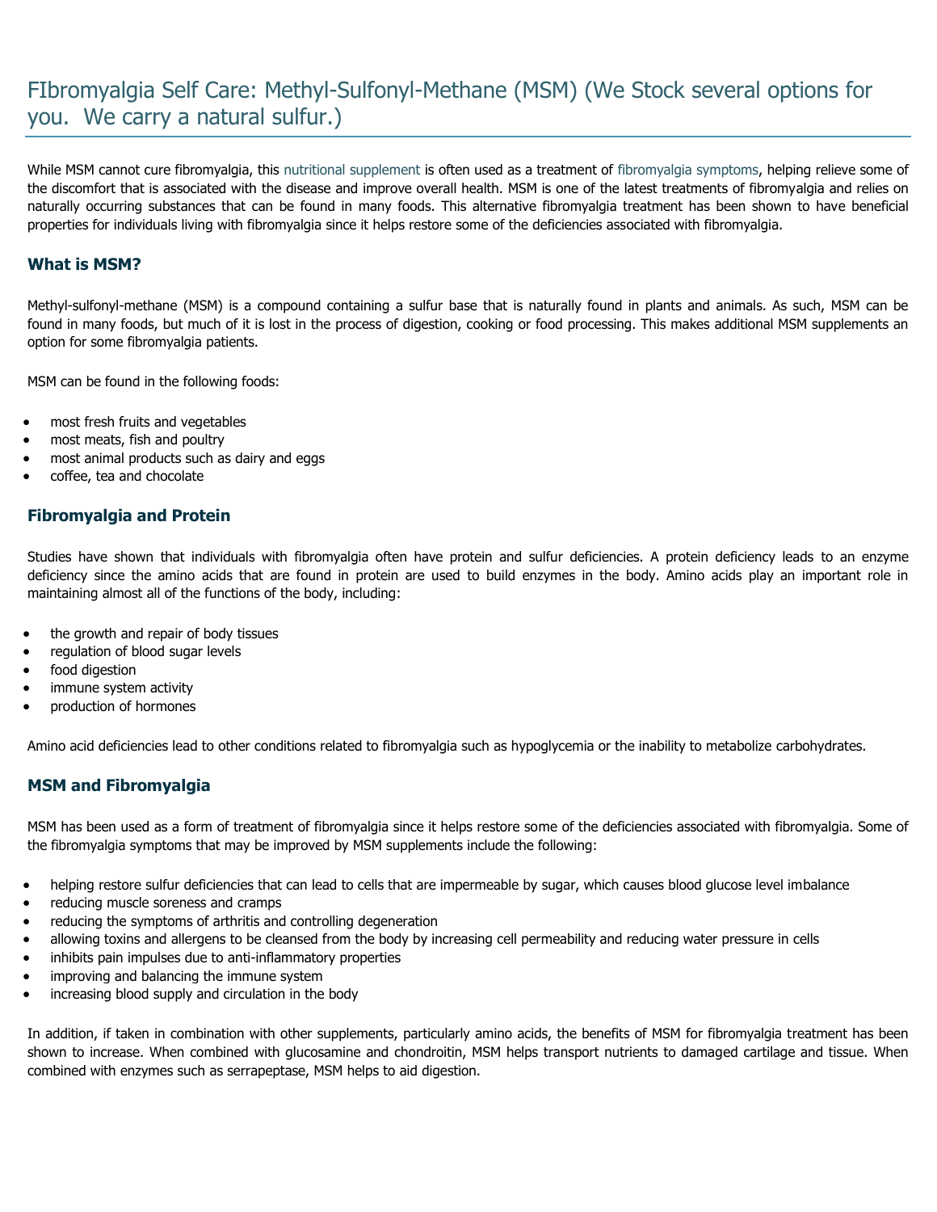# FIbromyalgia Self Care: Methyl-Sulfonyl-Methane (MSM) (We Stock several options for you. We carry a natural sulfur.)

While MSM cannot cure fibromyalgia, this nutritional supplement is often used as a treatment of fibromyalgia symptoms, helping relieve some of the discomfort that is associated with the disease and improve overall health. MSM is one of the latest treatments of fibromyalgia and relies on naturally occurring substances that can be found in many foods. This alternative fibromyalgia treatment has been shown to have beneficial properties for individuals living with fibromyalgia since it helps restore some of the deficiencies associated with fibromyalgia.

## What is MSM?

Methyl-sulfonyl-methane (MSM) is a compound containing a sulfur base that is naturally found in plants and animals. As such, MSM can be found in many foods, but much of it is lost in the process of digestion, cooking or food processing. This makes additional MSM supplements an option for some fibromyalgia patients.

MSM can be found in the following foods:

- most fresh fruits and vegetables
- most meats, fish and poultry
- most animal products such as dairy and eggs
- coffee, tea and chocolate

## Fibromyalgia and Protein

Studies have shown that individuals with fibromyalgia often have protein and sulfur deficiencies. A protein deficiency leads to an enzyme deficiency since the amino acids that are found in protein are used to build enzymes in the body. Amino acids play an important role in maintaining almost all of the functions of the body, including:

- the growth and repair of body tissues
- regulation of blood sugar levels
- food digestion
- immune system activity
- production of hormones

Amino acid deficiencies lead to other conditions related to fibromyalgia such as hypoglycemia or the inability to metabolize carbohydrates.

## MSM and Fibromyalgia

MSM has been used as a form of treatment of fibromyalgia since it helps restore some of the deficiencies associated with fibromyalgia. Some of the fibromyalgia symptoms that may be improved by MSM supplements include the following:

- helping restore sulfur deficiencies that can lead to cells that are impermeable by sugar, which causes blood glucose level imbalance
- reducing muscle soreness and cramps
- reducing the symptoms of arthritis and controlling degeneration
- allowing toxins and allergens to be cleansed from the body by increasing cell permeability and reducing water pressure in cells
- inhibits pain impulses due to anti-inflammatory properties
- improving and balancing the immune system
- increasing blood supply and circulation in the body

In addition, if taken in combination with other supplements, particularly amino acids, the benefits of MSM for fibromyalgia treatment has been shown to increase. When combined with glucosamine and chondroitin, MSM helps transport nutrients to damaged cartilage and tissue. When combined with enzymes such as serrapeptase, MSM helps to aid digestion.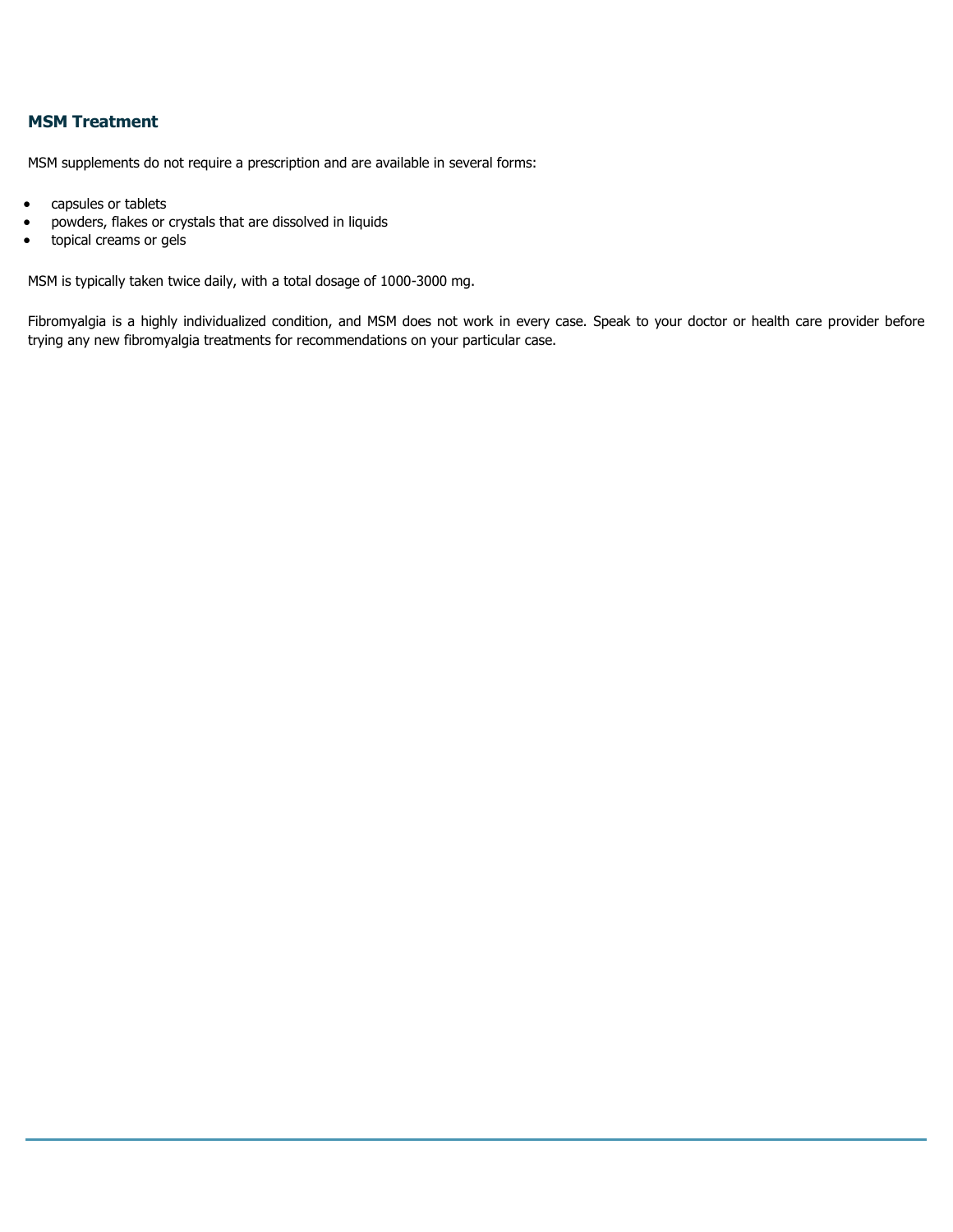## MSM Treatment

MSM supplements do not require a prescription and are available in several forms:

- capsules or tablets
- powders, flakes or crystals that are dissolved in liquids
- topical creams or gels

MSM is typically taken twice daily, with a total dosage of 1000-3000 mg.

Fibromyalgia is a highly individualized condition, and MSM does not work in every case. Speak to your doctor or health care provider before trying any new fibromyalgia treatments for recommendations on your particular case.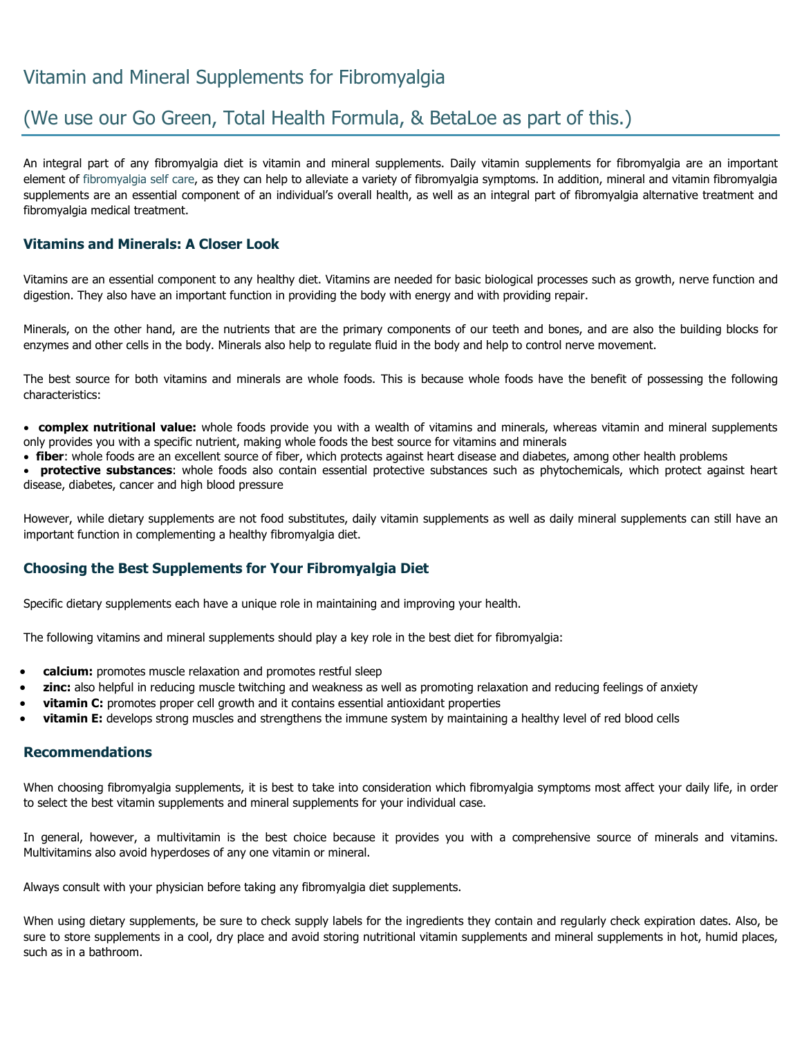# Vitamin and Mineral Supplements for Fibromyalgia

# (We use our Go Green, Total Health Formula, & BetaLoe as part of this.)

An integral part of any fibromyalgia diet is vitamin and mineral supplements. Daily vitamin supplements for fibromyalgia are an important element of fibromyalgia self care, as they can help to alleviate a variety of fibromyalgia symptoms. In addition, mineral and vitamin fibromyalgia supplements are an essential component of an individual's overall health, as well as an integral part of fibromyalgia alternative treatment and fibromyalgia medical treatment.

### Vitamins and Minerals: A Closer Look

Vitamins are an essential component to any healthy diet. Vitamins are needed for basic biological processes such as growth, nerve function and digestion. They also have an important function in providing the body with energy and with providing repair.

Minerals, on the other hand, are the nutrients that are the primary components of our teeth and bones, and are also the building blocks for enzymes and other cells in the body. Minerals also help to regulate fluid in the body and help to control nerve movement.

The best source for both vitamins and minerals are whole foods. This is because whole foods have the benefit of possessing the following characteristics:

- **complex nutritional value:** whole foods provide you with a wealth of vitamins and minerals, whereas vitamin and mineral supplements only provides you with a specific nutrient, making whole foods the best source for vitamins and minerals
- **fiber**: whole foods are an excellent source of fiber, which protects against heart disease and diabetes, among other health problems
- **protective substances**: whole foods also contain essential protective substances such as phytochemicals, which protect against heart disease, diabetes, cancer and high blood pressure

However, while dietary supplements are not food substitutes, daily vitamin supplements as well as daily mineral supplements can still have an important function in complementing a healthy fibromyalgia diet.

### Choosing the Best Supplements for Your Fibromyalgia Diet

Specific dietary supplements each have a unique role in maintaining and improving your health.

The following vitamins and mineral supplements should play a key role in the best diet for fibromyalgia:

- **calcium:** promotes muscle relaxation and promotes restful sleep
- **zinc:** also helpful in reducing muscle twitching and weakness as well as promoting relaxation and reducing feelings of anxiety
- **vitamin C:** promotes proper cell growth and it contains essential antioxidant properties
- **vitamin E:** develops strong muscles and strengthens the immune system by maintaining a healthy level of red blood cells

### Recommendations

When choosing fibromyalgia supplements, it is best to take into consideration which fibromyalgia symptoms most affect your daily life, in order to select the best vitamin supplements and mineral supplements for your individual case.

In general, however, a multivitamin is the best choice because it provides you with a comprehensive source of minerals and vitamins. Multivitamins also avoid hyperdoses of any one vitamin or mineral.

Always consult with your physician before taking any fibromyalgia diet supplements.

When using dietary supplements, be sure to check supply labels for the ingredients they contain and regularly check expiration dates. Also, be sure to store supplements in a cool, dry place and avoid storing nutritional vitamin supplements and mineral supplements in hot, humid places, such as in a bathroom.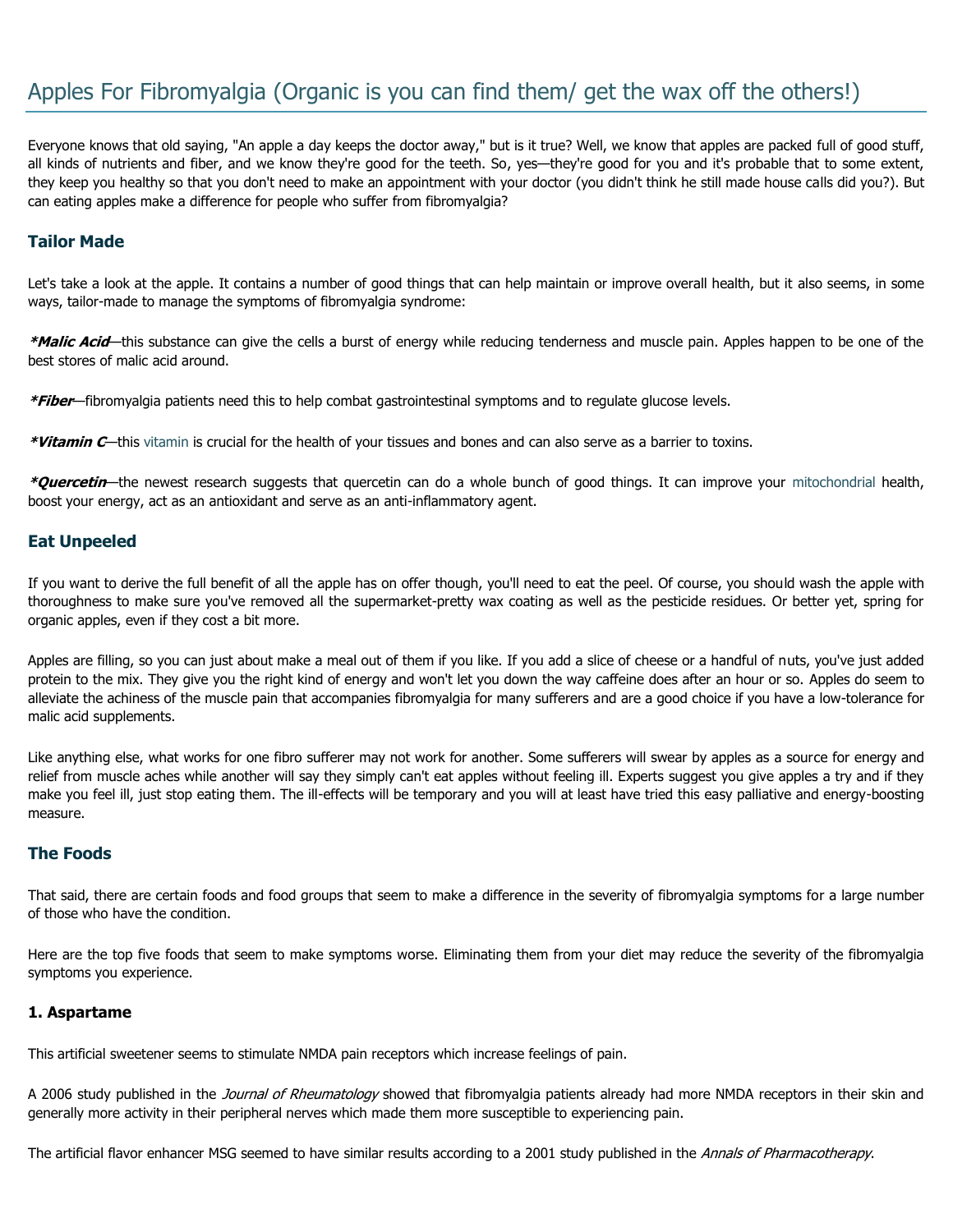# Apples For Fibromyalgia (Organic is you can find them/ get the wax off the others!)

Everyone knows that old saying, "An apple a day keeps the doctor away," but is it true? Well, we know that apples are packed full of good stuff, all kinds of nutrients and fiber, and we know they're good for the teeth. So, yes—they're good for you and it's probable that to some extent, they keep you healthy so that you don't need to make an appointment with your doctor (you didn't think he still made house calls did you?). But can eating apples make a difference for people who suffer from fibromyalgia?

### Tailor Made

Let's take a look at the apple. It contains a number of good things that can help maintain or improve overall health, but it also seems, in some ways, tailor-made to manage the symptoms of fibromyalgia syndrome:

***Malic Acid**—this substance can give the cells a burst of energy while reducing tenderness and muscle pain. Apples happen to be one of the best stores of malic acid around.

***Fiber**—fibromyalgia patients need this to help combat gastrointestinal symptoms and to regulate glucose levels.

***Vitamin C**—this vitamin is crucial for the health of your tissues and bones and can also serve as a barrier to toxins.

***Quercetin**—the newest research suggests that quercetin can do a whole bunch of good things. It can improve your mitochondrial health, boost your energy, act as an antioxidant and serve as an anti-inflammatory agent.

### Eat Unpeeled

If you want to derive the full benefit of all the apple has on offer though, you'll need to eat the peel. Of course, you should wash the apple with thoroughness to make sure you've removed all the supermarket-pretty wax coating as well as the pesticide residues. Or better yet, spring for organic apples, even if they cost a bit more.

Apples are filling, so you can just about make a meal out of them if you like. If you add a slice of cheese or a handful of nuts, you've just added protein to the mix. They give you the right kind of energy and won't let you down the way caffeine does after an hour or so. Apples do seem to alleviate the achiness of the muscle pain that accompanies fibromyalgia for many sufferers and are a good choice if you have a low-tolerance for malic acid supplements.

Like anything else, what works for one fibro sufferer may not work for another. Some sufferers will swear by apples as a source for energy and relief from muscle aches while another will say they simply can't eat apples without feeling ill. Experts suggest you give apples a try and if they make you feel ill, just stop eating them. The ill-effects will be temporary and you will at least have tried this easy palliative and energy-boosting measure.

### The Foods

That said, there are certain foods and food groups that seem to make a difference in the severity of fibromyalgia symptoms for a large number of those who have the condition.

Here are the top five foods that seem to make symptoms worse. Eliminating them from your diet may reduce the severity of the fibromyalgia symptoms you experience.

#### 1. Aspartame

This artificial sweetener seems to stimulate NMDA pain receptors which increase feelings of pain.

A 2006 study published in the *Journal of Rheumatology* showed that fibromyalgia patients already had more NMDA receptors in their skin and generally more activity in their peripheral nerves which made them more susceptible to experiencing pain.

The artificial flavor enhancer MSG seemed to have similar results according to a 2001 study published in the *Annals of Pharmacotherapy*.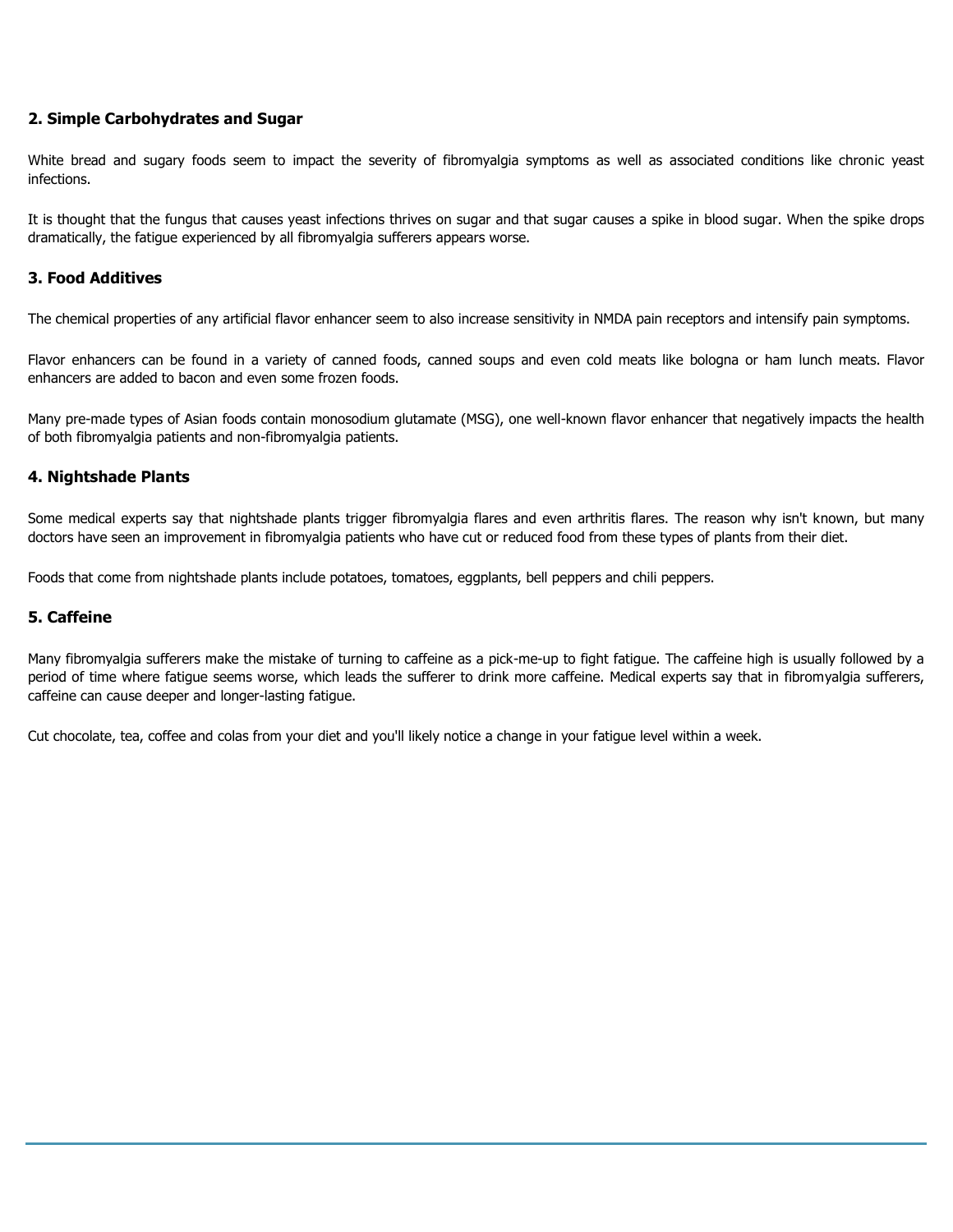### 2. Simple Carbohydrates and Sugar

White bread and sugary foods seem to impact the severity of fibromyalgia symptoms as well as associated conditions like chronic yeast infections.

It is thought that the fungus that causes yeast infections thrives on sugar and that sugar causes a spike in blood sugar. When the spike drops dramatically, the fatigue experienced by all fibromyalgia sufferers appears worse.

### 3. Food Additives

The chemical properties of any artificial flavor enhancer seem to also increase sensitivity in NMDA pain receptors and intensify pain symptoms.

Flavor enhancers can be found in a variety of canned foods, canned soups and even cold meats like bologna or ham lunch meats. Flavor enhancers are added to bacon and even some frozen foods.

Many pre-made types of Asian foods contain monosodium glutamate (MSG), one well-known flavor enhancer that negatively impacts the health of both fibromyalgia patients and non-fibromyalgia patients.

### 4. Nightshade Plants

Some medical experts say that nightshade plants trigger fibromyalgia flares and even arthritis flares. The reason why isn't known, but many doctors have seen an improvement in fibromyalgia patients who have cut or reduced food from these types of plants from their diet.

Foods that come from nightshade plants include potatoes, tomatoes, eggplants, bell peppers and chili peppers.

### 5. Caffeine

Many fibromyalgia sufferers make the mistake of turning to caffeine as a pick-me-up to fight fatigue. The caffeine high is usually followed by a period of time where fatigue seems worse, which leads the sufferer to drink more caffeine. Medical experts say that in fibromyalgia sufferers, caffeine can cause deeper and longer-lasting fatigue.

Cut chocolate, tea, coffee and colas from your diet and you'll likely notice a change in your fatigue level within a week.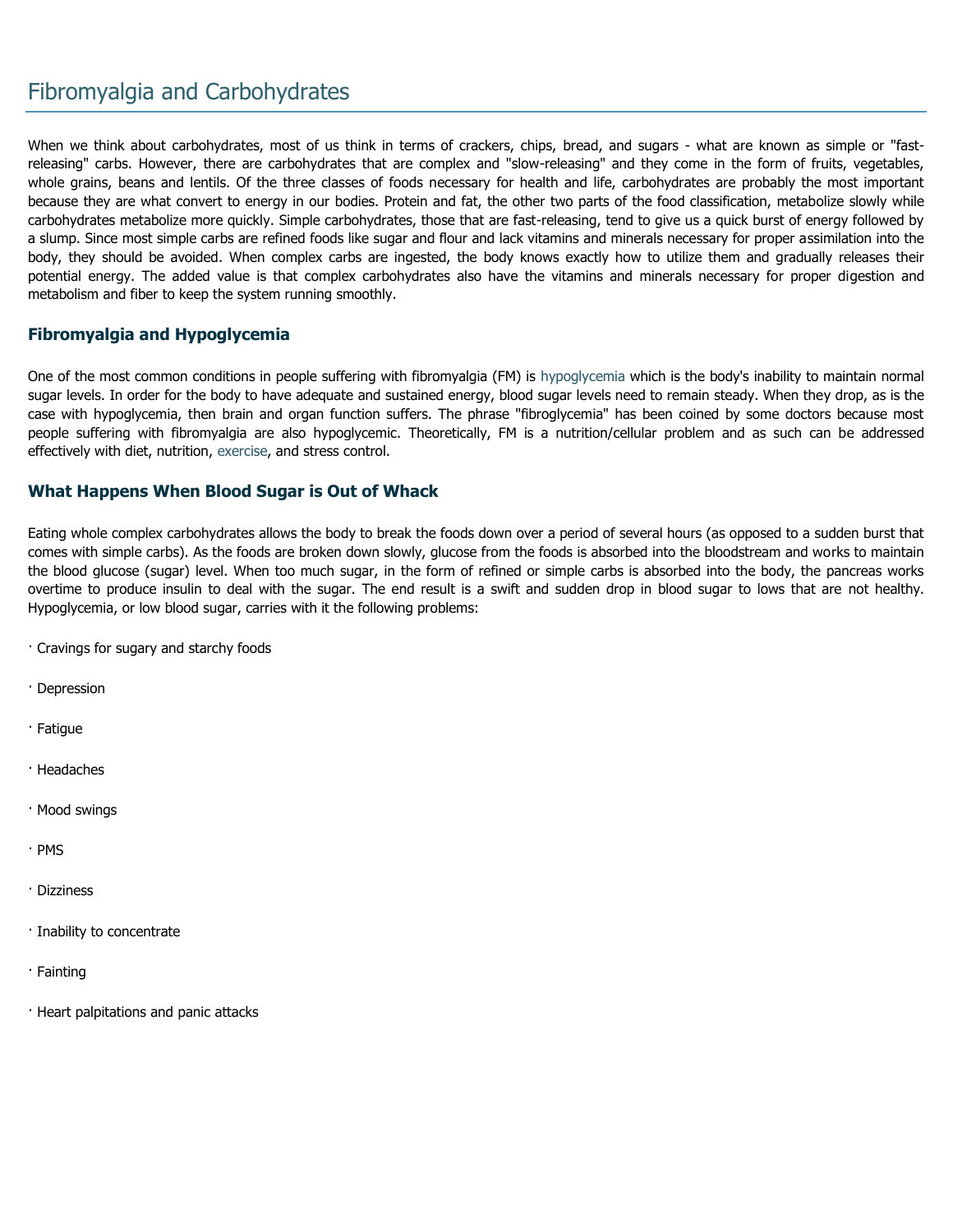# Fibromyalgia and Carbohydrates

When we think about carbohydrates, most of us think in terms of crackers, chips, bread, and sugars - what are known as simple or "fast-releasing" carbs. However, there are carbohydrates that are complex and "slow-releasing" and they come in the form of fruits, vegetables, whole grains, beans and lentils. Of the three classes of foods necessary for health and life, carbohydrates are probably the most important because they are what convert to energy in our bodies. Protein and fat, the other two parts of the food classification, metabolize slowly while carbohydrates metabolize more quickly. Simple carbohydrates, those that are fast-releasing, tend to give us a quick burst of energy followed by a slump. Since most simple carbs are refined foods like sugar and flour and lack vitamins and minerals necessary for proper assimilation into the body, they should be avoided. When complex carbs are ingested, the body knows exactly how to utilize them and gradually releases their potential energy. The added value is that complex carbohydrates also have the vitamins and minerals necessary for proper digestion and metabolism and fiber to keep the system running smoothly.

### Fibromyalgia and Hypoglycemia

One of the most common conditions in people suffering with fibromyalgia (FM) is hypoglycemia which is the body's inability to maintain normal sugar levels. In order for the body to have adequate and sustained energy, blood sugar levels need to remain steady. When they drop, as is the case with hypoglycemia, then brain and organ function suffers. The phrase "fibroglycemia" has been coined by some doctors because most people suffering with fibromyalgia are also hypoglycemic. Theoretically, FM is a nutrition/cellular problem and as such can be addressed effectively with diet, nutrition, exercise, and stress control.

### What Happens When Blood Sugar is Out of Whack

Eating whole complex carbohydrates allows the body to break the foods down over a period of several hours (as opposed to a sudden burst that comes with simple carbs). As the foods are broken down slowly, glucose from the foods is absorbed into the bloodstream and works to maintain the blood glucose (sugar) level. When too much sugar, in the form of refined or simple carbs is absorbed into the body, the pancreas works overtime to produce insulin to deal with the sugar. The end result is a swift and sudden drop in blood sugar to lows that are not healthy. Hypoglycemia, or low blood sugar, carries with it the following problems:

- Cravings for sugary and starchy foods
- Depression
- Fatigue
- Headaches
- Mood swings
- PMS
- Dizziness
- Inability to concentrate
- Fainting
- Heart palpitations and panic attacks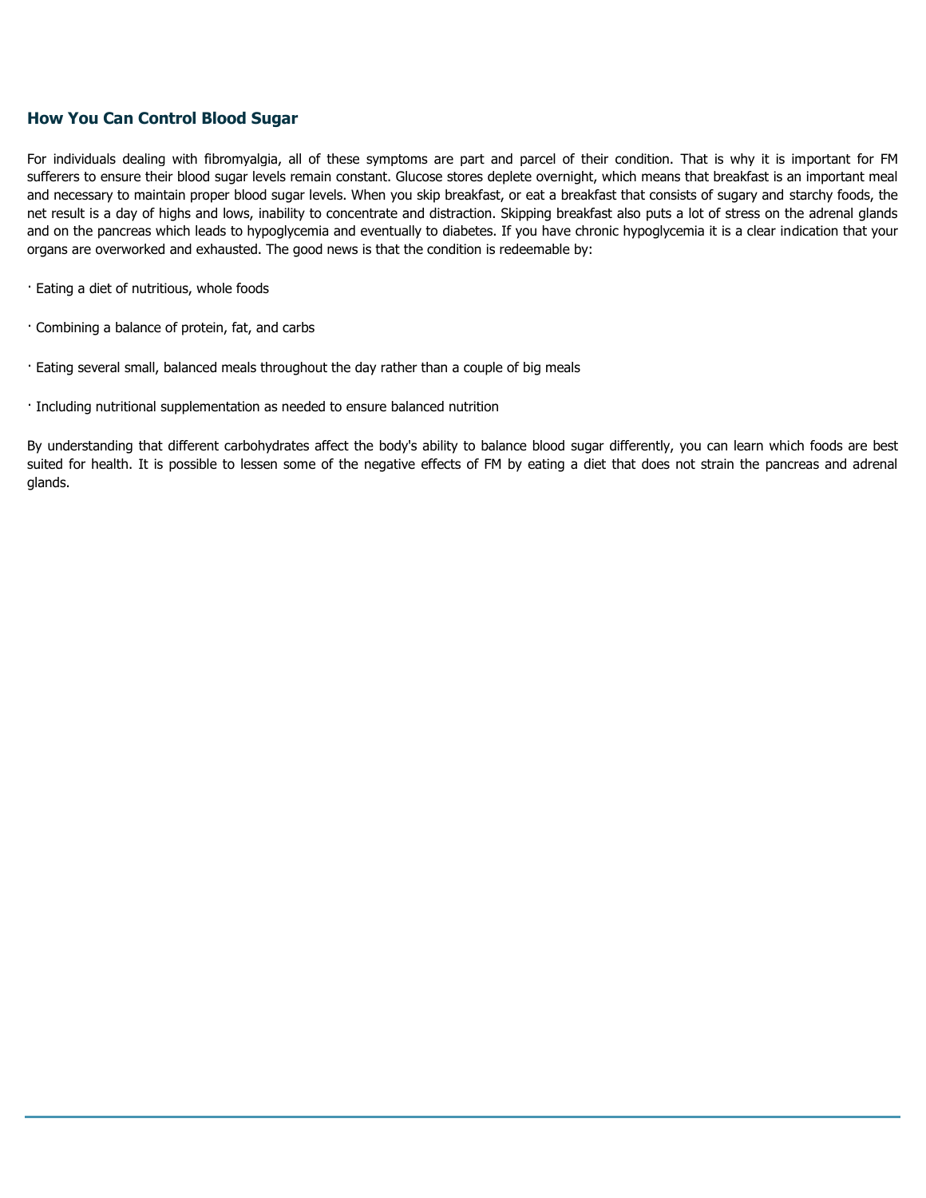## How You Can Control Blood Sugar

For individuals dealing with fibromyalgia, all of these symptoms are part and parcel of their condition. That is why it is important for FM sufferers to ensure their blood sugar levels remain constant. Glucose stores deplete overnight, which means that breakfast is an important meal and necessary to maintain proper blood sugar levels. When you skip breakfast, or eat a breakfast that consists of sugary and starchy foods, the net result is a day of highs and lows, inability to concentrate and distraction. Skipping breakfast also puts a lot of stress on the adrenal glands and on the pancreas which leads to hypoglycemia and eventually to diabetes. If you have chronic hypoglycemia it is a clear indication that your organs are overworked and exhausted. The good news is that the condition is redeemable by:

- Eating a diet of nutritious, whole foods
- Combining a balance of protein, fat, and carbs
- Eating several small, balanced meals throughout the day rather than a couple of big meals
- Including nutritional supplementation as needed to ensure balanced nutrition

By understanding that different carbohydrates affect the body's ability to balance blood sugar differently, you can learn which foods are best suited for health. It is possible to lessen some of the negative effects of FM by eating a diet that does not strain the pancreas and adrenal glands.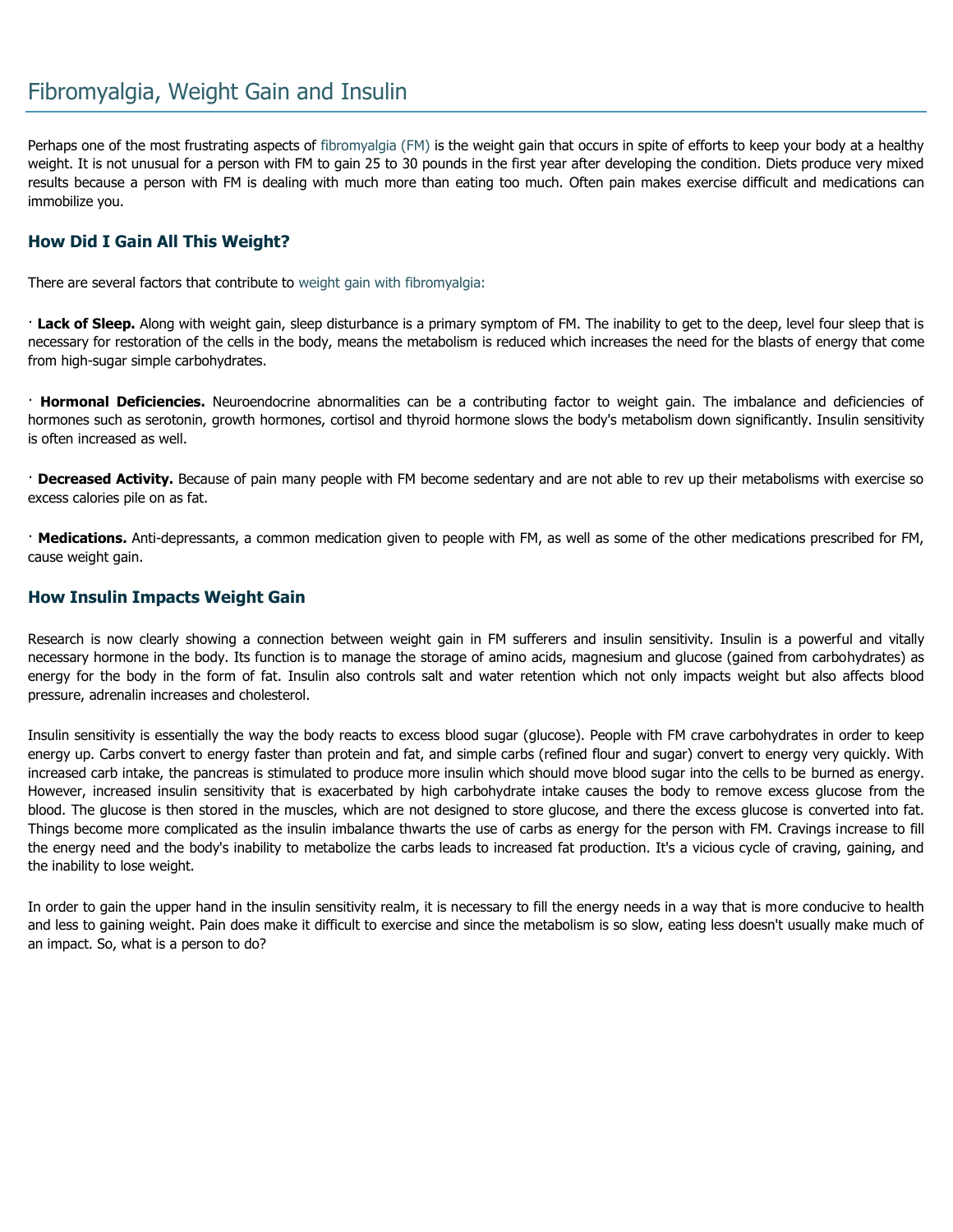# Fibromyalgia, Weight Gain and Insulin

Perhaps one of the most frustrating aspects of fibromyalgia (FM) is the weight gain that occurs in spite of efforts to keep your body at a healthy weight. It is not unusual for a person with FM to gain 25 to 30 pounds in the first year after developing the condition. Diets produce very mixed results because a person with FM is dealing with much more than eating too much. Often pain makes exercise difficult and medications can immobilize you.

### How Did I Gain All This Weight?

There are several factors that contribute to weight gain with fibromyalgia:

· **Lack of Sleep.** Along with weight gain, sleep disturbance is a primary symptom of FM. The inability to get to the deep, level four sleep that is necessary for restoration of the cells in the body, means the metabolism is reduced which increases the need for the blasts of energy that come from high-sugar simple carbohydrates.

· **Hormonal Deficiencies.** Neuroendocrine abnormalities can be a contributing factor to weight gain. The imbalance and deficiencies of hormones such as serotonin, growth hormones, cortisol and thyroid hormone slows the body's metabolism down significantly. Insulin sensitivity is often increased as well.

· **Decreased Activity.** Because of pain many people with FM become sedentary and are not able to rev up their metabolisms with exercise so excess calories pile on as fat.

· **Medications.** Anti-depressants, a common medication given to people with FM, as well as some of the other medications prescribed for FM, cause weight gain.

### How Insulin Impacts Weight Gain

Research is now clearly showing a connection between weight gain in FM sufferers and insulin sensitivity. Insulin is a powerful and vitally necessary hormone in the body. Its function is to manage the storage of amino acids, magnesium and glucose (gained from carbohydrates) as energy for the body in the form of fat. Insulin also controls salt and water retention which not only impacts weight but also affects blood pressure, adrenalin increases and cholesterol.

Insulin sensitivity is essentially the way the body reacts to excess blood sugar (glucose). People with FM crave carbohydrates in order to keep energy up. Carbs convert to energy faster than protein and fat, and simple carbs (refined flour and sugar) convert to energy very quickly. With increased carb intake, the pancreas is stimulated to produce more insulin which should move blood sugar into the cells to be burned as energy. However, increased insulin sensitivity that is exacerbated by high carbohydrate intake causes the body to remove excess glucose from the blood. The glucose is then stored in the muscles, which are not designed to store glucose, and there the excess glucose is converted into fat. Things become more complicated as the insulin imbalance thwarts the use of carbs as energy for the person with FM. Cravings increase to fill the energy need and the body's inability to metabolize the carbs leads to increased fat production. It's a vicious cycle of craving, gaining, and the inability to lose weight.

In order to gain the upper hand in the insulin sensitivity realm, it is necessary to fill the energy needs in a way that is more conducive to health and less to gaining weight. Pain does make it difficult to exercise and since the metabolism is so slow, eating less doesn't usually make much of an impact. So, what is a person to do?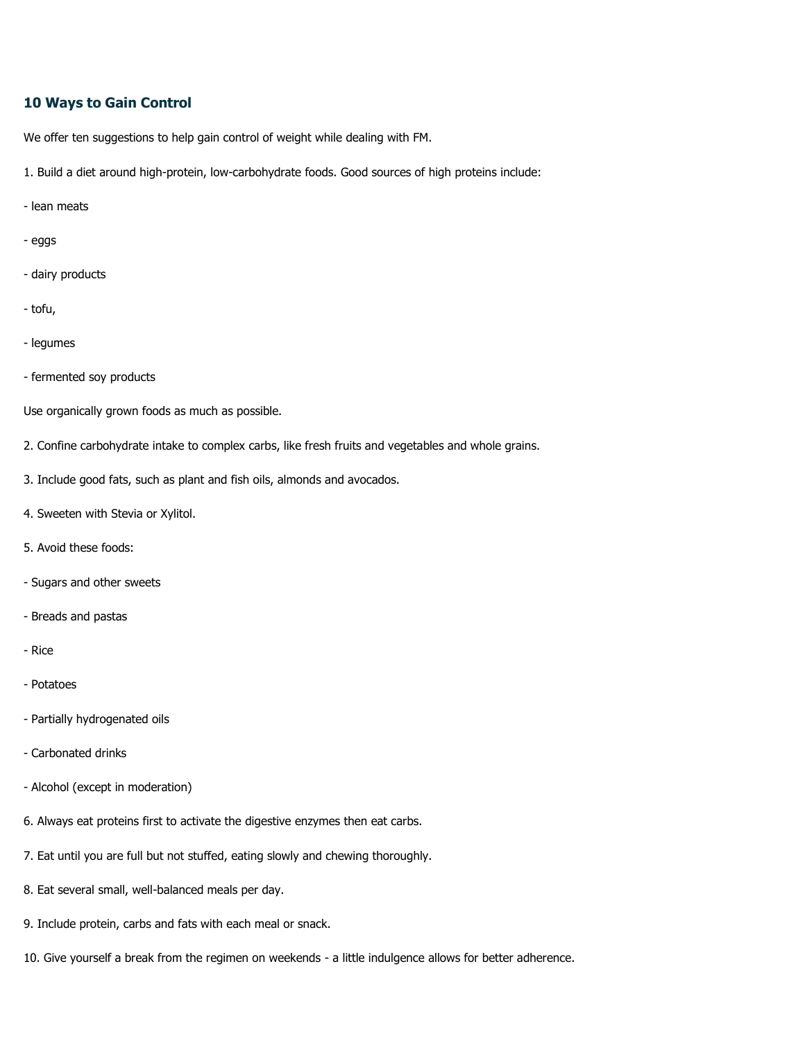## 10 Ways to Gain Control

We offer ten suggestions to help gain control of weight while dealing with FM.

1. Build a diet around high-protein, low-carbohydrate foods. Good sources of high proteins include:

- lean meats
- eggs
- dairy products
- tofu,
- legumes
- fermented soy products

Use organically grown foods as much as possible.

2. Confine carbohydrate intake to complex carbs, like fresh fruits and vegetables and whole grains.

3. Include good fats, such as plant and fish oils, almonds and avocados.

4. Sweeten with Stevia or Xylitol.

5. Avoid these foods:

- Sugars and other sweets
- Breads and pastas
- Rice
- Potatoes
- Partially hydrogenated oils
- Carbonated drinks
- Alcohol (except in moderation)

6. Always eat proteins first to activate the digestive enzymes then eat carbs.

7. Eat until you are full but not stuffed, eating slowly and chewing thoroughly.

8. Eat several small, well-balanced meals per day.

9. Include protein, carbs and fats with each meal or snack.

10. Give yourself a break from the regimen on weekends - a little indulgence allows for better adherence.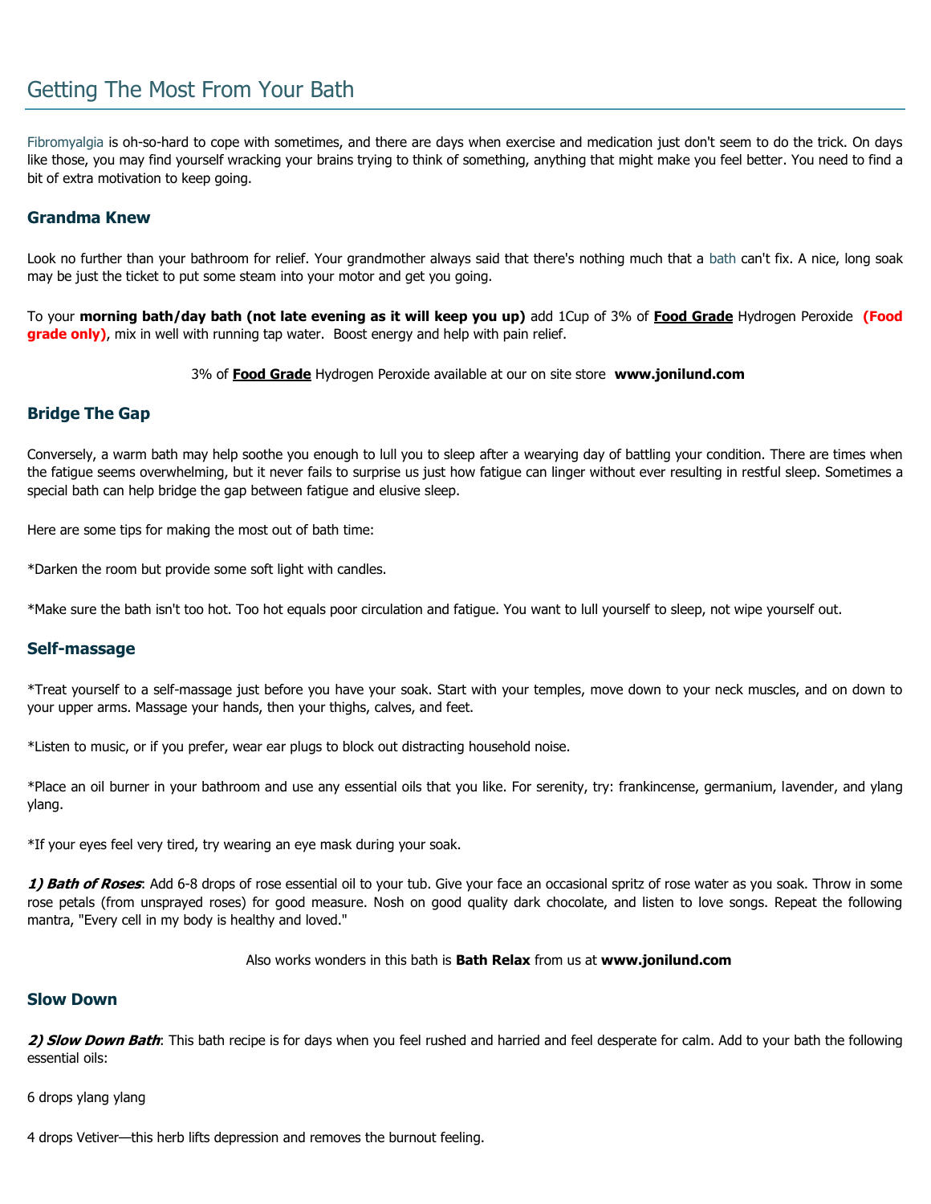# Getting The Most From Your Bath

Fibromyalgia is oh-so-hard to cope with sometimes, and there are days when exercise and medication just don't seem to do the trick. On days like those, you may find yourself wracking your brains trying to think of something, anything that might make you feel better. You need to find a bit of extra motivation to keep going.

## Grandma Knew

Look no further than your bathroom for relief. Your grandmother always said that there's nothing much that a bath can't fix. A nice, long soak may be just the ticket to put some steam into your motor and get you going.

To your **morning bath/day bath (not late evening as it will keep you up)** add 1Cup of 3% of **Food Grade** Hydrogen Peroxide **(Food grade only)**, mix in well with running tap water. Boost energy and help with pain relief.

3% of **Food Grade** Hydrogen Peroxide available at our on site store **www.jonilund.com**

## Bridge The Gap

Conversely, a warm bath may help soothe you enough to lull you to sleep after a wearying day of battling your condition. There are times when the fatigue seems overwhelming, but it never fails to surprise us just how fatigue can linger without ever resulting in restful sleep. Sometimes a special bath can help bridge the gap between fatigue and elusive sleep.

Here are some tips for making the most out of bath time:

*Darken the room but provide some soft light with candles.

*Make sure the bath isn't too hot. Too hot equals poor circulation and fatigue. You want to lull yourself to sleep, not wipe yourself out.

## Self-massage

*Treat yourself to a self-massage just before you have your soak. Start with your temples, move down to your neck muscles, and on down to your upper arms. Massage your hands, then your thighs, calves, and feet.

*Listen to music, or if you prefer, wear ear plugs to block out distracting household noise.

*Place an oil burner in your bathroom and use any essential oils that you like. For serenity, try: frankincense, germanium, lavender, and ylang ylang.

*If your eyes feel very tired, try wearing an eye mask during your soak.

***1) Bath of Roses***: Add 6-8 drops of rose essential oil to your tub. Give your face an occasional spritz of rose water as you soak. Throw in some rose petals (from unsprayed roses) for good measure. Nosh on good quality dark chocolate, and listen to love songs. Repeat the following mantra, "Every cell in my body is healthy and loved."

Also works wonders in this bath is **Bath Relax** from us at **www.jonilund.com**

## Slow Down

***2) Slow Down Bath***: This bath recipe is for days when you feel rushed and harried and feel desperate for calm. Add to your bath the following essential oils:

6 drops ylang ylang

4 drops Vetiver—this herb lifts depression and removes the burnout feeling.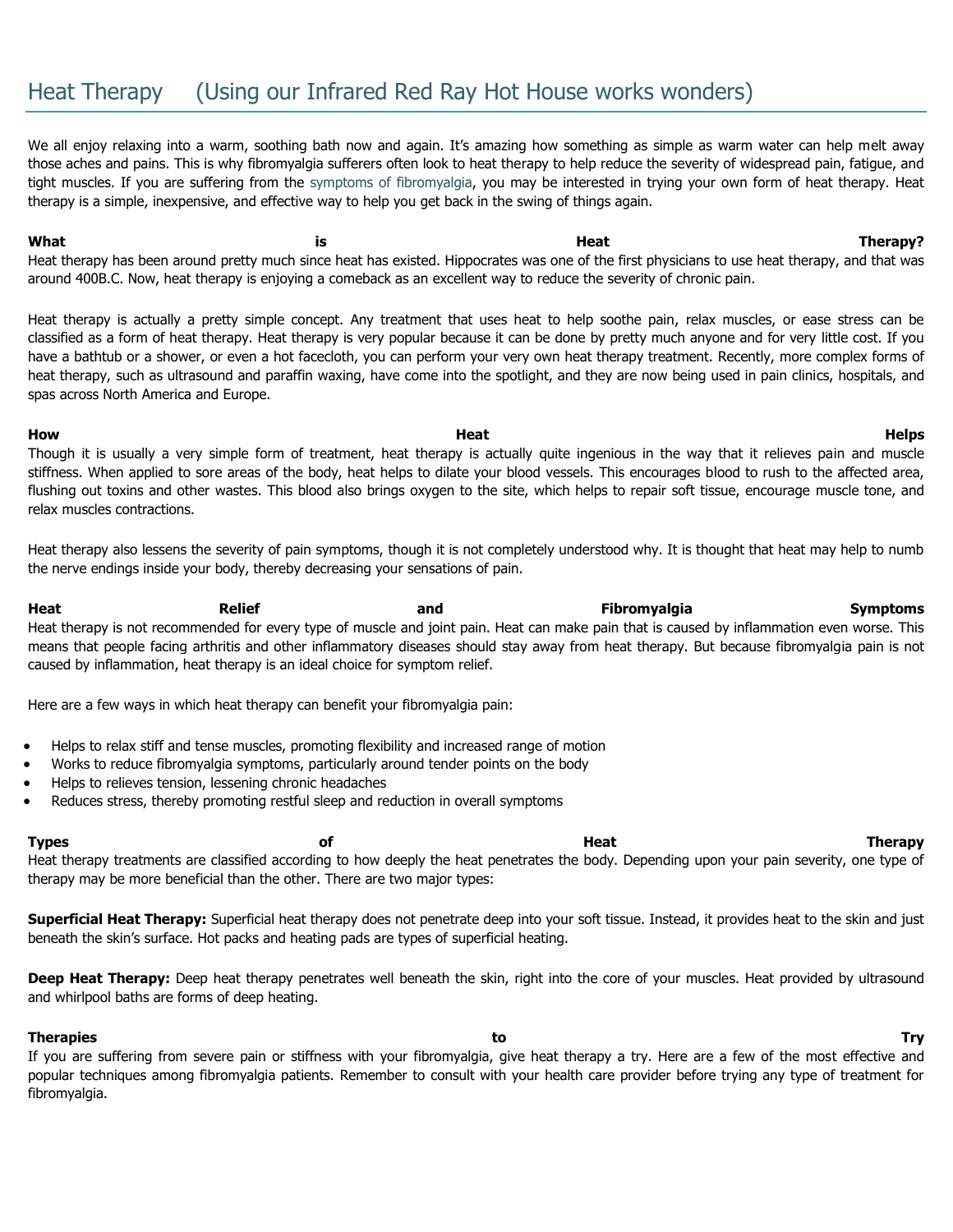# Heat Therapy (Using our Infrared Red Ray Hot House works wonders)

We all enjoy relaxing into a warm, soothing bath now and again. It's amazing how something as simple as warm water can help melt away those aches and pains. This is why fibromyalgia sufferers often look to heat therapy to help reduce the severity of widespread pain, fatigue, and tight muscles. If you are suffering from the symptoms of fibromyalgia, you may be interested in trying your own form of heat therapy. Heat therapy is a simple, inexpensive, and effective way to help you get back in the swing of things again.

**What is Heat Therapy?**

Heat therapy has been around pretty much since heat has existed. Hippocrates was one of the first physicians to use heat therapy, and that was around 400B.C. Now, heat therapy is enjoying a comeback as an excellent way to reduce the severity of chronic pain.

Heat therapy is actually a pretty simple concept. Any treatment that uses heat to help soothe pain, relax muscles, or ease stress can be classified as a form of heat therapy. Heat therapy is very popular because it can be done by pretty much anyone and for very little cost. If you have a bathtub or a shower, or even a hot facecloth, you can perform your very own heat therapy treatment. Recently, more complex forms of heat therapy, such as ultrasound and paraffin waxing, have come into the spotlight, and they are now being used in pain clinics, hospitals, and spas across North America and Europe.

**How Heat Helps**

Though it is usually a very simple form of treatment, heat therapy is actually quite ingenious in the way that it relieves pain and muscle stiffness. When applied to sore areas of the body, heat helps to dilate your blood vessels. This encourages blood to rush to the affected area, flushing out toxins and other wastes. This blood also brings oxygen to the site, which helps to repair soft tissue, encourage muscle tone, and relax muscles contractions.

Heat therapy also lessens the severity of pain symptoms, though it is not completely understood why. It is thought that heat may help to numb the nerve endings inside your body, thereby decreasing your sensations of pain.

**Heat Relief and Fibromyalgia Symptoms**

Heat therapy is not recommended for every type of muscle and joint pain. Heat can make pain that is caused by inflammation even worse. This means that people facing arthritis and other inflammatory diseases should stay away from heat therapy. But because fibromyalgia pain is not caused by inflammation, heat therapy is an ideal choice for symptom relief.

Here are a few ways in which heat therapy can benefit your fibromyalgia pain:

- Helps to relax stiff and tense muscles, promoting flexibility and increased range of motion
- Works to reduce fibromyalgia symptoms, particularly around tender points on the body
- Helps to relieves tension, lessening chronic headaches
- Reduces stress, thereby promoting restful sleep and reduction in overall symptoms

**Types of Heat Therapy**

Heat therapy treatments are classified according to how deeply the heat penetrates the body. Depending upon your pain severity, one type of therapy may be more beneficial than the other. There are two major types:

**Superficial Heat Therapy:** Superficial heat therapy does not penetrate deep into your soft tissue. Instead, it provides heat to the skin and just beneath the skin's surface. Hot packs and heating pads are types of superficial heating.

**Deep Heat Therapy:** Deep heat therapy penetrates well beneath the skin, right into the core of your muscles. Heat provided by ultrasound and whirlpool baths are forms of deep heating.

**Therapies to Try**

If you are suffering from severe pain or stiffness with your fibromyalgia, give heat therapy a try. Here are a few of the most effective and popular techniques among fibromyalgia patients. Remember to consult with your health care provider before trying any type of treatment for fibromyalgia.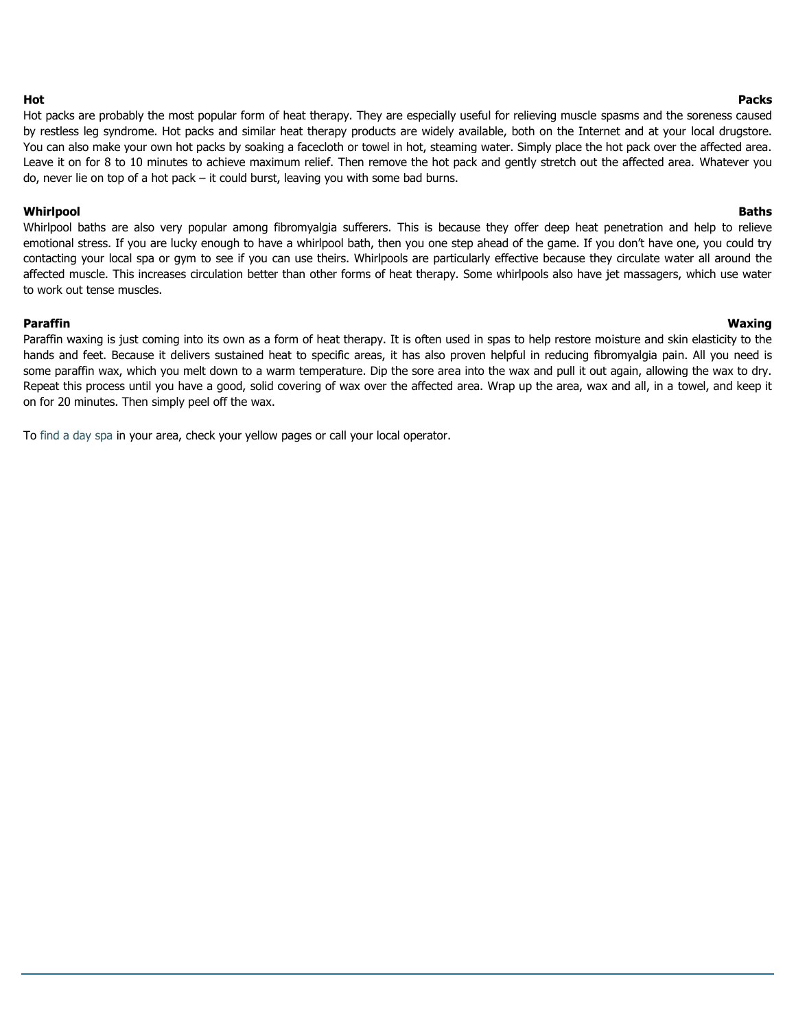**Hot Packs**

Hot packs are probably the most popular form of heat therapy. They are especially useful for relieving muscle spasms and the soreness caused by restless leg syndrome. Hot packs and similar heat therapy products are widely available, both on the Internet and at your local drugstore. You can also make your own hot packs by soaking a facecloth or towel in hot, steaming water. Simply place the hot pack over the affected area. Leave it on for 8 to 10 minutes to achieve maximum relief. Then remove the hot pack and gently stretch out the affected area. Whatever you do, never lie on top of a hot pack – it could burst, leaving you with some bad burns.

**Whirlpool Baths**

Whirlpool baths are also very popular among fibromyalgia sufferers. This is because they offer deep heat penetration and help to relieve emotional stress. If you are lucky enough to have a whirlpool bath, then you one step ahead of the game. If you don't have one, you could try contacting your local spa or gym to see if you can use theirs. Whirlpools are particularly effective because they circulate water all around the affected muscle. This increases circulation better than other forms of heat therapy. Some whirlpools also have jet massagers, which use water to work out tense muscles.

**Paraffin Waxing**

Paraffin waxing is just coming into its own as a form of heat therapy. It is often used in spas to help restore moisture and skin elasticity to the hands and feet. Because it delivers sustained heat to specific areas, it has also proven helpful in reducing fibromyalgia pain. All you need is some paraffin wax, which you melt down to a warm temperature. Dip the sore area into the wax and pull it out again, allowing the wax to dry. Repeat this process until you have a good, solid covering of wax over the affected area. Wrap up the area, wax and all, in a towel, and keep it on for 20 minutes. Then simply peel off the wax.

To find a day spa in your area, check your yellow pages or call your local operator.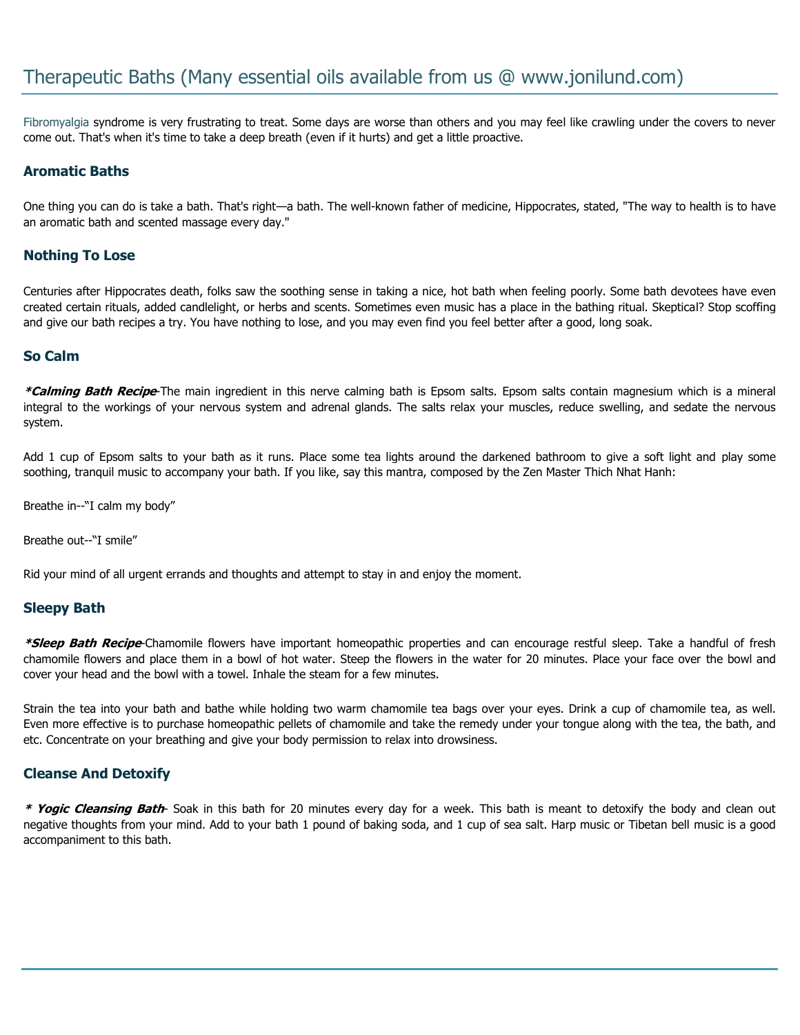# Therapeutic Baths (Many essential oils available from us @ www.jonilund.com)

Fibromyalgia syndrome is very frustrating to treat. Some days are worse than others and you may feel like crawling under the covers to never come out. That's when it's time to take a deep breath (even if it hurts) and get a little proactive.

### Aromatic Baths

One thing you can do is take a bath. That's right—a bath. The well-known father of medicine, Hippocrates, stated, "The way to health is to have an aromatic bath and scented massage every day."

### Nothing To Lose

Centuries after Hippocrates death, folks saw the soothing sense in taking a nice, hot bath when feeling poorly. Some bath devotees have even created certain rituals, added candlelight, or herbs and scents. Sometimes even music has a place in the bathing ritual. Skeptical? Stop scoffing and give our bath recipes a try. You have nothing to lose, and you may even find you feel better after a good, long soak.

### So Calm

***Calming Bath Recipe***-The main ingredient in this nerve calming bath is Epsom salts. Epsom salts contain magnesium which is a mineral integral to the workings of your nervous system and adrenal glands. The salts relax your muscles, reduce swelling, and sedate the nervous system.

Add 1 cup of Epsom salts to your bath as it runs. Place some tea lights around the darkened bathroom to give a soft light and play some soothing, tranquil music to accompany your bath. If you like, say this mantra, composed by the Zen Master Thich Nhat Hanh:

Breathe in--"I calm my body"

Breathe out--"I smile"

Rid your mind of all urgent errands and thoughts and attempt to stay in and enjoy the moment.

### Sleepy Bath

***Sleep Bath Recipe***-Chamomile flowers have important homeopathic properties and can encourage restful sleep. Take a handful of fresh chamomile flowers and place them in a bowl of hot water. Steep the flowers in the water for 20 minutes. Place your face over the bowl and cover your head and the bowl with a towel. Inhale the steam for a few minutes.

Strain the tea into your bath and bathe while holding two warm chamomile tea bags over your eyes. Drink a cup of chamomile tea, as well. Even more effective is to purchase homeopathic pellets of chamomile and take the remedy under your tongue along with the tea, the bath, and etc. Concentrate on your breathing and give your body permission to relax into drowsiness.

### Cleanse And Detoxify

***\* Yogic Cleansing Bath***- Soak in this bath for 20 minutes every day for a week. This bath is meant to detoxify the body and clean out negative thoughts from your mind. Add to your bath 1 pound of baking soda, and 1 cup of sea salt. Harp music or Tibetan bell music is a good accompaniment to this bath.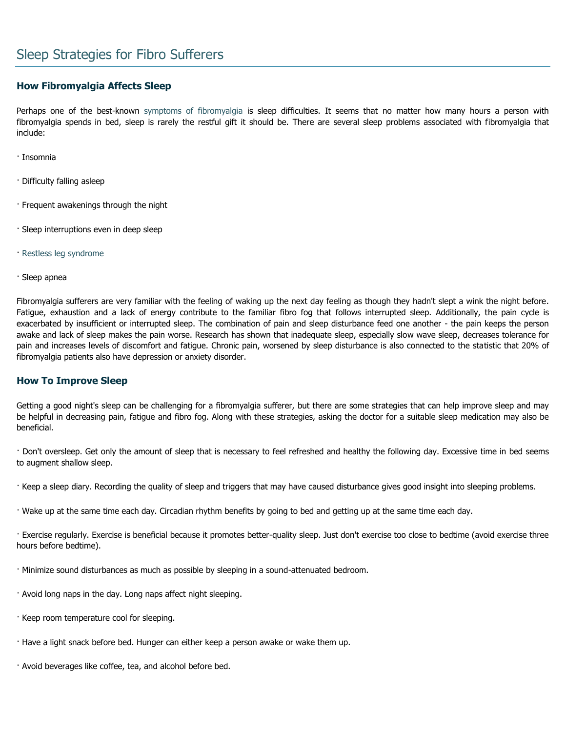# Sleep Strategies for Fibro Sufferers

### How Fibromyalgia Affects Sleep

Perhaps one of the best-known symptoms of fibromyalgia is sleep difficulties. It seems that no matter how many hours a person with fibromyalgia spends in bed, sleep is rarely the restful gift it should be. There are several sleep problems associated with fibromyalgia that include:

· Insomnia

· Difficulty falling asleep

· Frequent awakenings through the night

· Sleep interruptions even in deep sleep

· Restless leg syndrome

· Sleep apnea

Fibromyalgia sufferers are very familiar with the feeling of waking up the next day feeling as though they hadn't slept a wink the night before. Fatigue, exhaustion and a lack of energy contribute to the familiar fibro fog that follows interrupted sleep. Additionally, the pain cycle is exacerbated by insufficient or interrupted sleep. The combination of pain and sleep disturbance feed one another - the pain keeps the person awake and lack of sleep makes the pain worse. Research has shown that inadequate sleep, especially slow wave sleep, decreases tolerance for pain and increases levels of discomfort and fatigue. Chronic pain, worsened by sleep disturbance is also connected to the statistic that 20% of fibromyalgia patients also have depression or anxiety disorder.

### How To Improve Sleep

Getting a good night's sleep can be challenging for a fibromyalgia sufferer, but there are some strategies that can help improve sleep and may be helpful in decreasing pain, fatigue and fibro fog. Along with these strategies, asking the doctor for a suitable sleep medication may also be beneficial.

· Don't oversleep. Get only the amount of sleep that is necessary to feel refreshed and healthy the following day. Excessive time in bed seems to augment shallow sleep.

· Keep a sleep diary. Recording the quality of sleep and triggers that may have caused disturbance gives good insight into sleeping problems.

· Wake up at the same time each day. Circadian rhythm benefits by going to bed and getting up at the same time each day.

· Exercise regularly. Exercise is beneficial because it promotes better-quality sleep. Just don't exercise too close to bedtime (avoid exercise three hours before bedtime).

· Minimize sound disturbances as much as possible by sleeping in a sound-attenuated bedroom.

· Avoid long naps in the day. Long naps affect night sleeping.

· Keep room temperature cool for sleeping.

· Have a light snack before bed. Hunger can either keep a person awake or wake them up.

· Avoid beverages like coffee, tea, and alcohol before bed.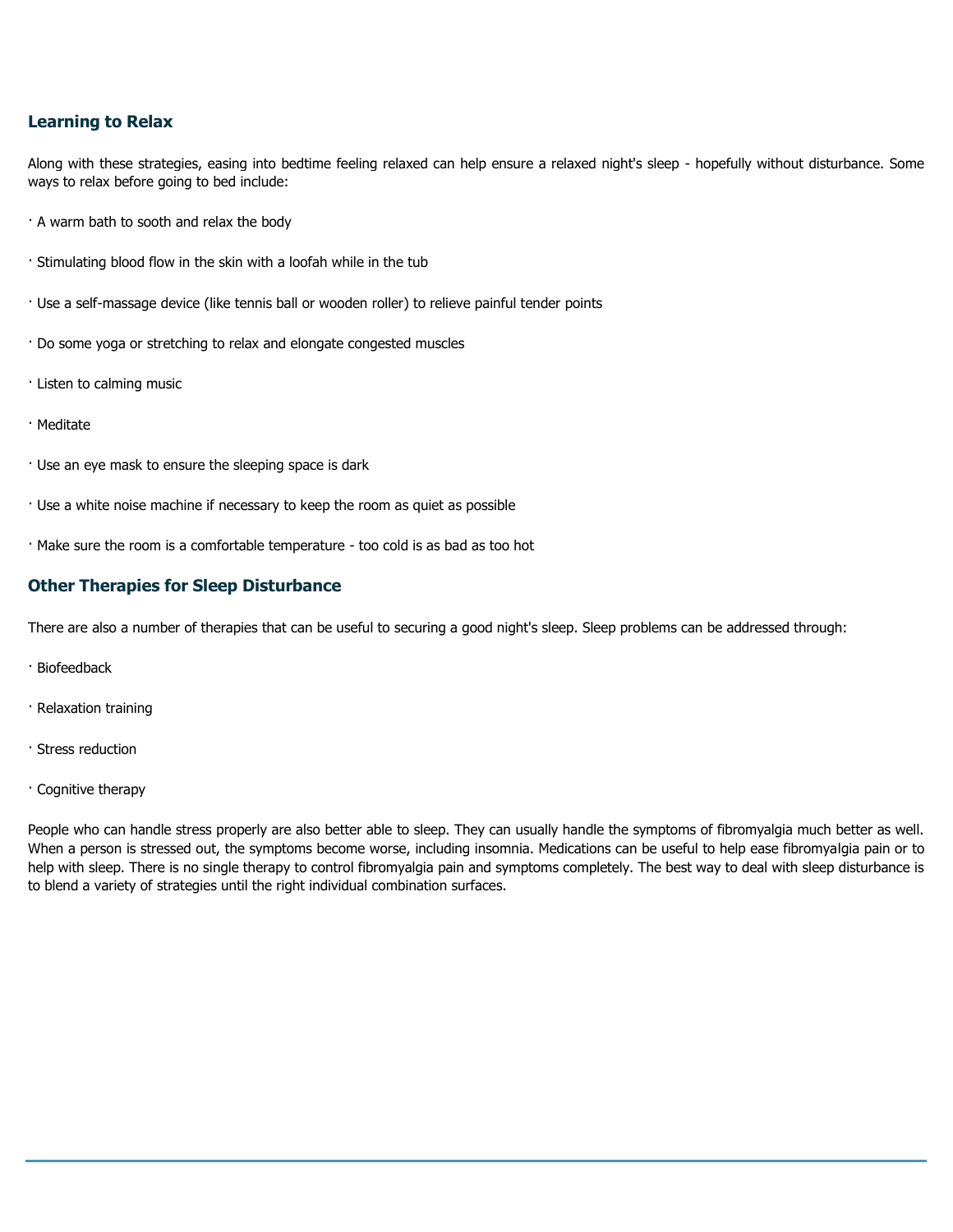## Learning to Relax

Along with these strategies, easing into bedtime feeling relaxed can help ensure a relaxed night's sleep - hopefully without disturbance. Some ways to relax before going to bed include:

· A warm bath to sooth and relax the body

· Stimulating blood flow in the skin with a loofah while in the tub

· Use a self-massage device (like tennis ball or wooden roller) to relieve painful tender points

· Do some yoga or stretching to relax and elongate congested muscles

· Listen to calming music

· Meditate

· Use an eye mask to ensure the sleeping space is dark

· Use a white noise machine if necessary to keep the room as quiet as possible

· Make sure the room is a comfortable temperature - too cold is as bad as too hot

## Other Therapies for Sleep Disturbance

There are also a number of therapies that can be useful to securing a good night's sleep. Sleep problems can be addressed through:

· Biofeedback

· Relaxation training

· Stress reduction

· Cognitive therapy

People who can handle stress properly are also better able to sleep. They can usually handle the symptoms of fibromyalgia much better as well. When a person is stressed out, the symptoms become worse, including insomnia. Medications can be useful to help ease fibromyalgia pain or to help with sleep. There is no single therapy to control fibromyalgia pain and symptoms completely. The best way to deal with sleep disturbance is to blend a variety of strategies until the right individual combination surfaces.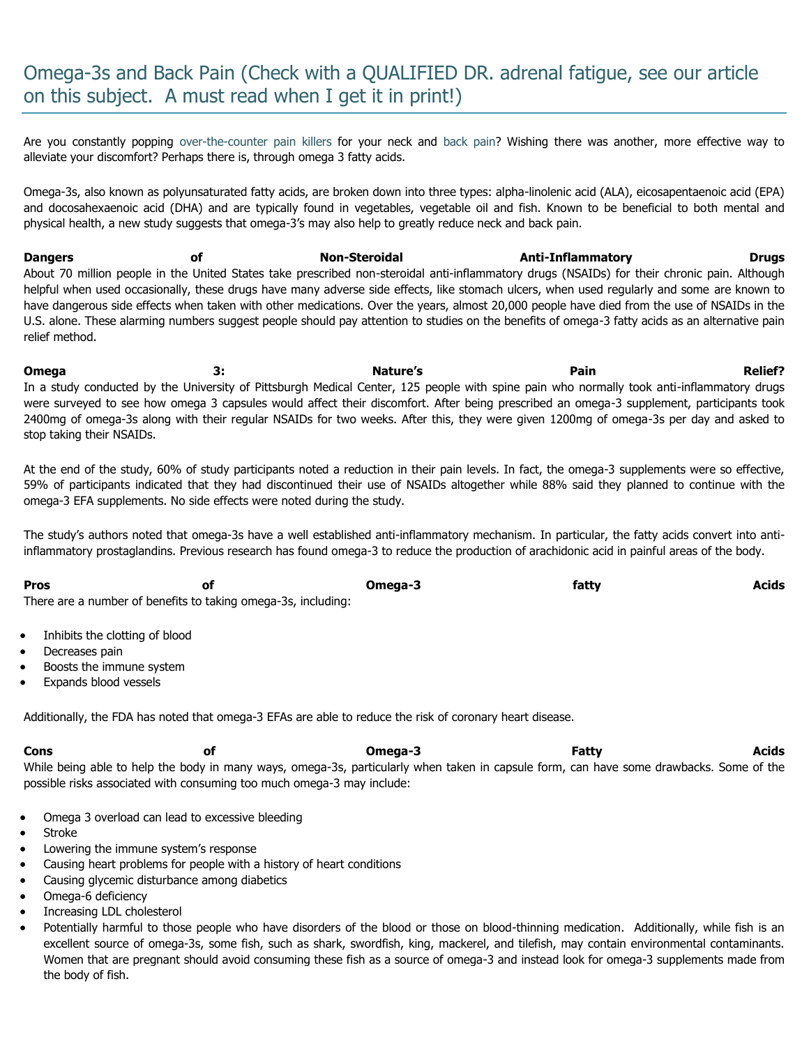## Omega-3s and Back Pain (Check with a QUALIFIED DR. adrenal fatigue, see our article on this subject. A must read when I get it in print!)

Are you constantly popping over-the-counter pain killers for your neck and back pain? Wishing there was another, more effective way to alleviate your discomfort? Perhaps there is, through omega 3 fatty acids.

Omega-3s, also known as polyunsaturated fatty acids, are broken down into three types: alpha-linolenic acid (ALA), eicosapentaenoic acid (EPA) and docosahexaenoic acid (DHA) and are typically found in vegetables, vegetable oil and fish. Known to be beneficial to both mental and physical health, a new study suggests that omega-3's may also help to greatly reduce neck and back pain.

**Dangers of Non-Steroidal Anti-Inflammatory Drugs**
About 70 million people in the United States take prescribed non-steroidal anti-inflammatory drugs (NSAIDs) for their chronic pain. Although helpful when used occasionally, these drugs have many adverse side effects, like stomach ulcers, when used regularly and some are known to have dangerous side effects when taken with other medications. Over the years, almost 20,000 people have died from the use of NSAIDs in the U.S. alone. These alarming numbers suggest people should pay attention to studies on the benefits of omega-3 fatty acids as an alternative pain relief method.

**Omega 3: Nature's Pain Relief?**
In a study conducted by the University of Pittsburgh Medical Center, 125 people with spine pain who normally took anti-inflammatory drugs were surveyed to see how omega 3 capsules would affect their discomfort. After being prescribed an omega-3 supplement, participants took 2400mg of omega-3s along with their regular NSAIDs for two weeks. After this, they were given 1200mg of omega-3s per day and asked to stop taking their NSAIDs.

At the end of the study, 60% of study participants noted a reduction in their pain levels. In fact, the omega-3 supplements were so effective, 59% of participants indicated that they had discontinued their use of NSAIDs altogether while 88% said they planned to continue with the omega-3 EFA supplements. No side effects were noted during the study.

The study's authors noted that omega-3s have a well established anti-inflammatory mechanism. In particular, the fatty acids convert into anti-inflammatory prostaglandins. Previous research has found omega-3 to reduce the production of arachidonic acid in painful areas of the body.

**Pros of Omega-3 fatty Acids**
There are a number of benefits to taking omega-3s, including:

- Inhibits the clotting of blood
- Decreases pain
- Boosts the immune system
- Expands blood vessels

Additionally, the FDA has noted that omega-3 EFAs are able to reduce the risk of coronary heart disease.

**Cons of Omega-3 Fatty Acids**
While being able to help the body in many ways, omega-3s, particularly when taken in capsule form, can have some drawbacks. Some of the possible risks associated with consuming too much omega-3 may include:

- Omega 3 overload can lead to excessive bleeding
- Stroke
- Lowering the immune system's response
- Causing heart problems for people with a history of heart conditions
- Causing glycemic disturbance among diabetics
- Omega-6 deficiency
- Increasing LDL cholesterol
- Potentially harmful to those people who have disorders of the blood or those on blood-thinning medication. Additionally, while fish is an excellent source of omega-3s, some fish, such as shark, swordfish, king, mackerel, and tilefish, may contain environmental contaminants. Women that are pregnant should avoid consuming these fish as a source of omega-3 and instead look for omega-3 supplements made from the body of fish.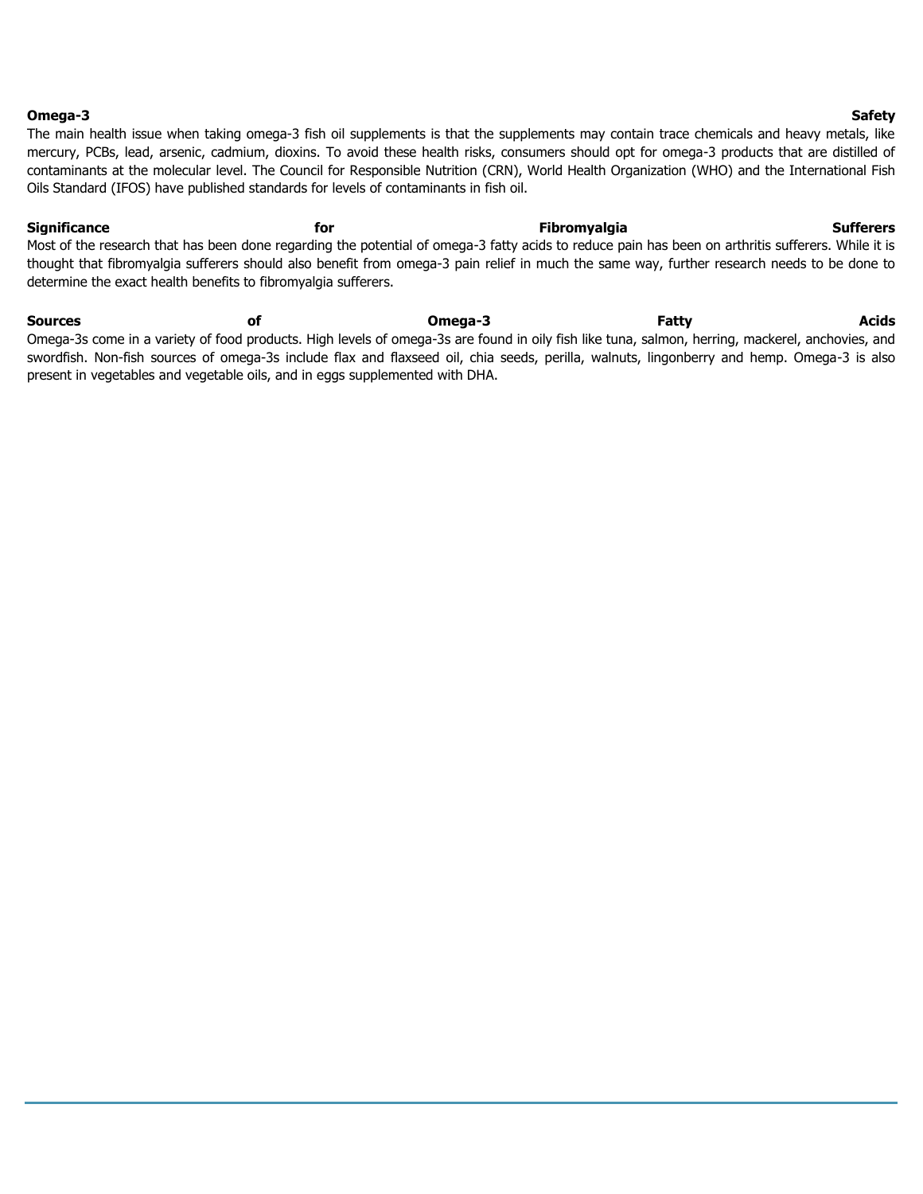**Omega-3 Safety**

The main health issue when taking omega-3 fish oil supplements is that the supplements may contain trace chemicals and heavy metals, like mercury, PCBs, lead, arsenic, cadmium, dioxins. To avoid these health risks, consumers should opt for omega-3 products that are distilled of contaminants at the molecular level. The Council for Responsible Nutrition (CRN), World Health Organization (WHO) and the International Fish Oils Standard (IFOS) have published standards for levels of contaminants in fish oil.

**Significance for Fibromyalgia Sufferers**

Most of the research that has been done regarding the potential of omega-3 fatty acids to reduce pain has been on arthritis sufferers. While it is thought that fibromyalgia sufferers should also benefit from omega-3 pain relief in much the same way, further research needs to be done to determine the exact health benefits to fibromyalgia sufferers.

**Sources of Omega-3 Fatty Acids**

Omega-3s come in a variety of food products. High levels of omega-3s are found in oily fish like tuna, salmon, herring, mackerel, anchovies, and swordfish. Non-fish sources of omega-3s include flax and flaxseed oil, chia seeds, perilla, walnuts, lingonberry and hemp. Omega-3 is also present in vegetables and vegetable oils, and in eggs supplemented with DHA.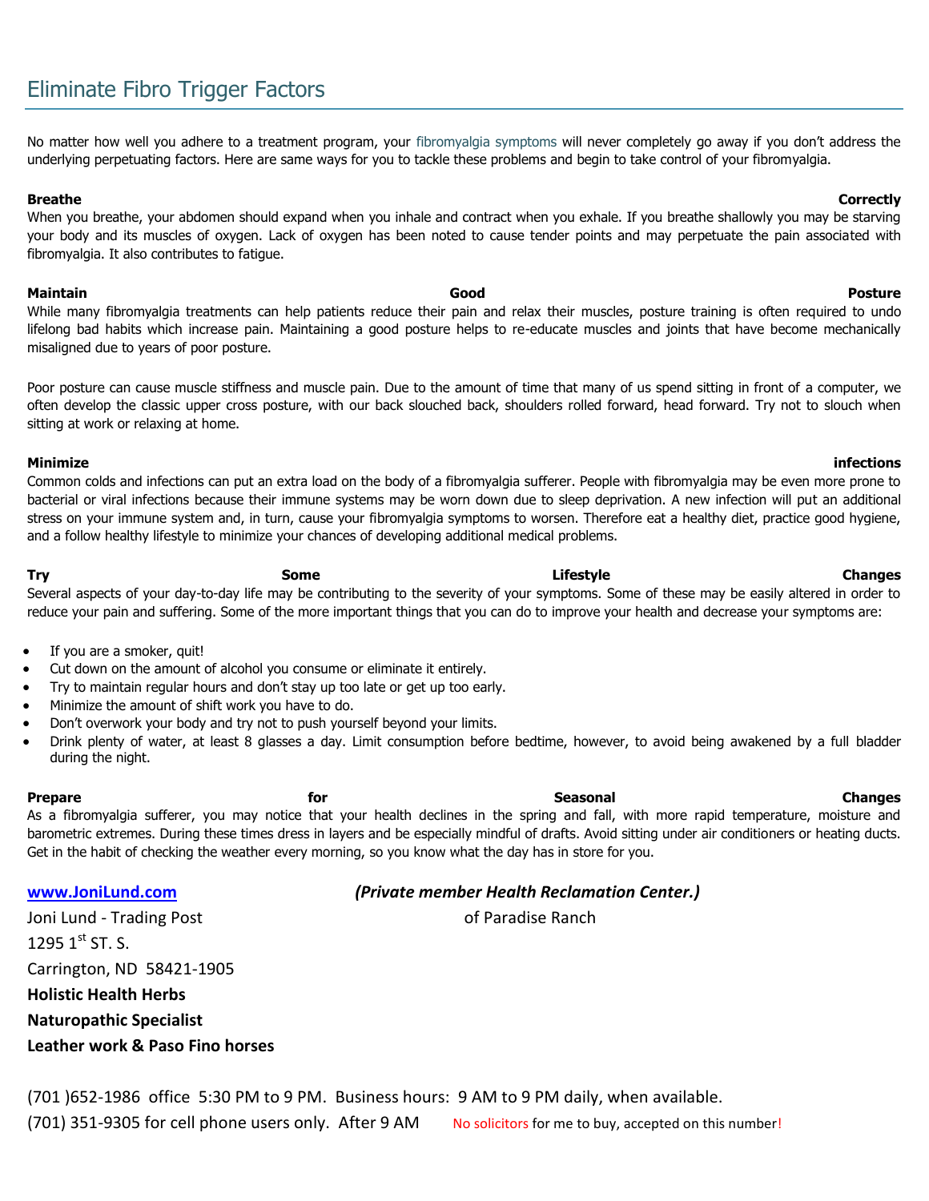# Eliminate Fibro Trigger Factors

No matter how well you adhere to a treatment program, your fibromyalgia symptoms will never completely go away if you don't address the underlying perpetuating factors. Here are same ways for you to tackle these problems and begin to take control of your fibromyalgia.

**Breathe Correctly**

When you breathe, your abdomen should expand when you inhale and contract when you exhale. If you breathe shallowly you may be starving your body and its muscles of oxygen. Lack of oxygen has been noted to cause tender points and may perpetuate the pain associated with fibromyalgia. It also contributes to fatigue.

**Maintain Good Posture**

While many fibromyalgia treatments can help patients reduce their pain and relax their muscles, posture training is often required to undo lifelong bad habits which increase pain. Maintaining a good posture helps to re-educate muscles and joints that have become mechanically misaligned due to years of poor posture.

Poor posture can cause muscle stiffness and muscle pain. Due to the amount of time that many of us spend sitting in front of a computer, we often develop the classic upper cross posture, with our back slouched back, shoulders rolled forward, head forward. Try not to slouch when sitting at work or relaxing at home.

**Minimize infections**

Common colds and infections can put an extra load on the body of a fibromyalgia sufferer. People with fibromyalgia may be even more prone to bacterial or viral infections because their immune systems may be worn down due to sleep deprivation. A new infection will put an additional stress on your immune system and, in turn, cause your fibromyalgia symptoms to worsen. Therefore eat a healthy diet, practice good hygiene, and a follow healthy lifestyle to minimize your chances of developing additional medical problems.

**Try Some Lifestyle Changes**

Several aspects of your day-to-day life may be contributing to the severity of your symptoms. Some of these may be easily altered in order to reduce your pain and suffering. Some of the more important things that you can do to improve your health and decrease your symptoms are:

- If you are a smoker, quit!
- Cut down on the amount of alcohol you consume or eliminate it entirely.
- Try to maintain regular hours and don't stay up too late or get up too early.
- Minimize the amount of shift work you have to do.
- Don't overwork your body and try not to push yourself beyond your limits.
- Drink plenty of water, at least 8 glasses a day. Limit consumption before bedtime, however, to avoid being awakened by a full bladder during the night.

**Prepare for Seasonal Changes**

As a fibromyalgia sufferer, you may notice that your health declines in the spring and fall, with more rapid temperature, moisture and barometric extremes. During these times dress in layers and be especially mindful of drafts. Avoid sitting under air conditioners or heating ducts. Get in the habit of checking the weather every morning, so you know what the day has in store for you.

**www.JoniLund.com** ***(Private member Health Reclamation Center.)***

Joni Lund - Trading Post of Paradise Ranch

1295 1st ST. S.

Carrington, ND 58421-1905

**Holistic Health Herbs**

**Naturopathic Specialist**

**Leather work & Paso Fino horses**

(701 )652-1986 office 5:30 PM to 9 PM. Business hours: 9 AM to 9 PM daily, when available.

(701) 351-9305 for cell phone users only. After 9 AM No solicitors for me to buy, accepted on this number!